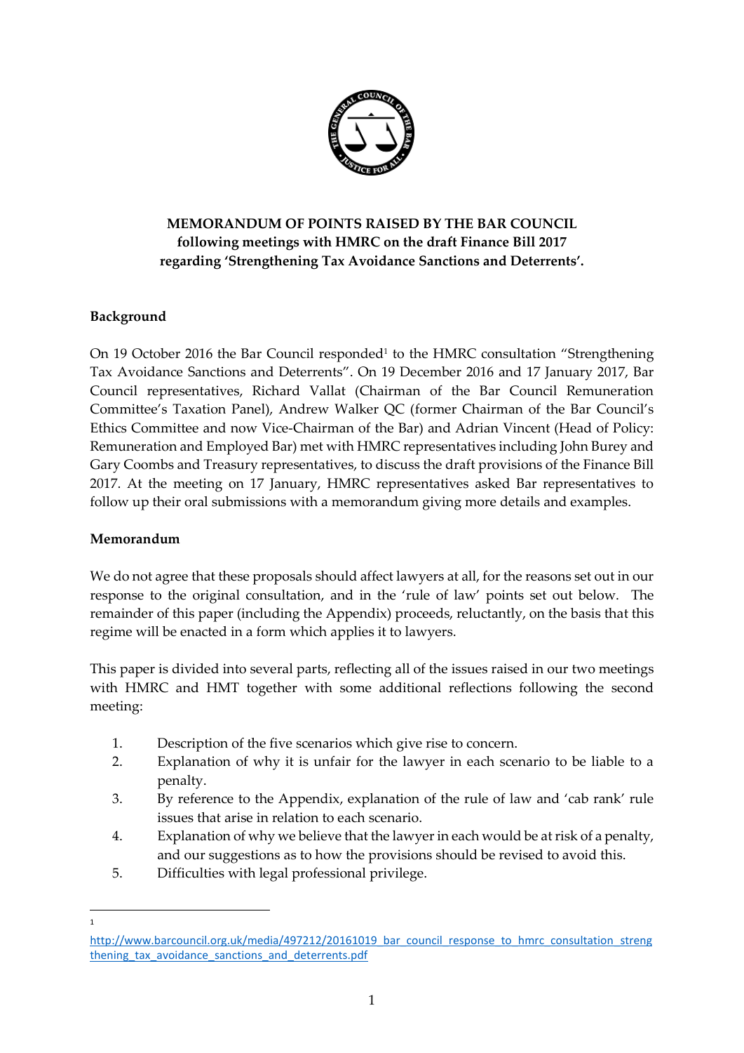**MEMORANDUM OF POINTS RAISED BY THE BAR COUNCIL following meetings with HMRC on the draft Finance Bill 2017 regarding 'Strengthening Tax Avoidance Sanctions and Deterrents'.**

## Background

On 19 October 2016 the Bar Council responded[1] to the HMRC consultation "Strengthening Tax Avoidance Sanctions and Deterrents". On 19 December 2016 and 17 January 2017, Bar Council representatives, Richard Vallat (Chairman of the Bar Council Remuneration Committee's Taxation Panel), Andrew Walker QC (former Chairman of the Bar Council's Ethics Committee and now Vice-Chairman of the Bar) and Adrian Vincent (Head of Policy: Remuneration and Employed Bar) met with HMRC representatives including John Burey and Gary Coombs and Treasury representatives, to discuss the draft provisions of the Finance Bill 2017. At the meeting on 17 January, HMRC representatives asked Bar representatives to follow up their oral submissions with a memorandum giving more details and examples.

## Memorandum

We do not agree that these proposals should affect lawyers at all, for the reasons set out in our response to the original consultation, and in the 'rule of law' points set out below. The remainder of this paper (including the Appendix) proceeds, reluctantly, on the basis that this regime will be enacted in a form which applies it to lawyers.

This paper is divided into several parts, reflecting all of the issues raised in our two meetings with HMRC and HMT together with some additional reflections following the second meeting:

1. Description of the five scenarios which give rise to concern.
2. Explanation of why it is unfair for the lawyer in each scenario to be liable to a penalty.
3. By reference to the Appendix, explanation of the rule of law and 'cab rank' rule issues that arise in relation to each scenario.
4. Explanation of why we believe that the lawyer in each would be at risk of a penalty, and our suggestions as to how the provisions should be revised to avoid this.
5. Difficulties with legal professional privilege.

---

[1] http://www.barcouncil.org.uk/media/497212/20161019_bar_council_response_to_hmrc_consultation_strengthening_tax_avoidance_sanctions_and_deterrents.pdf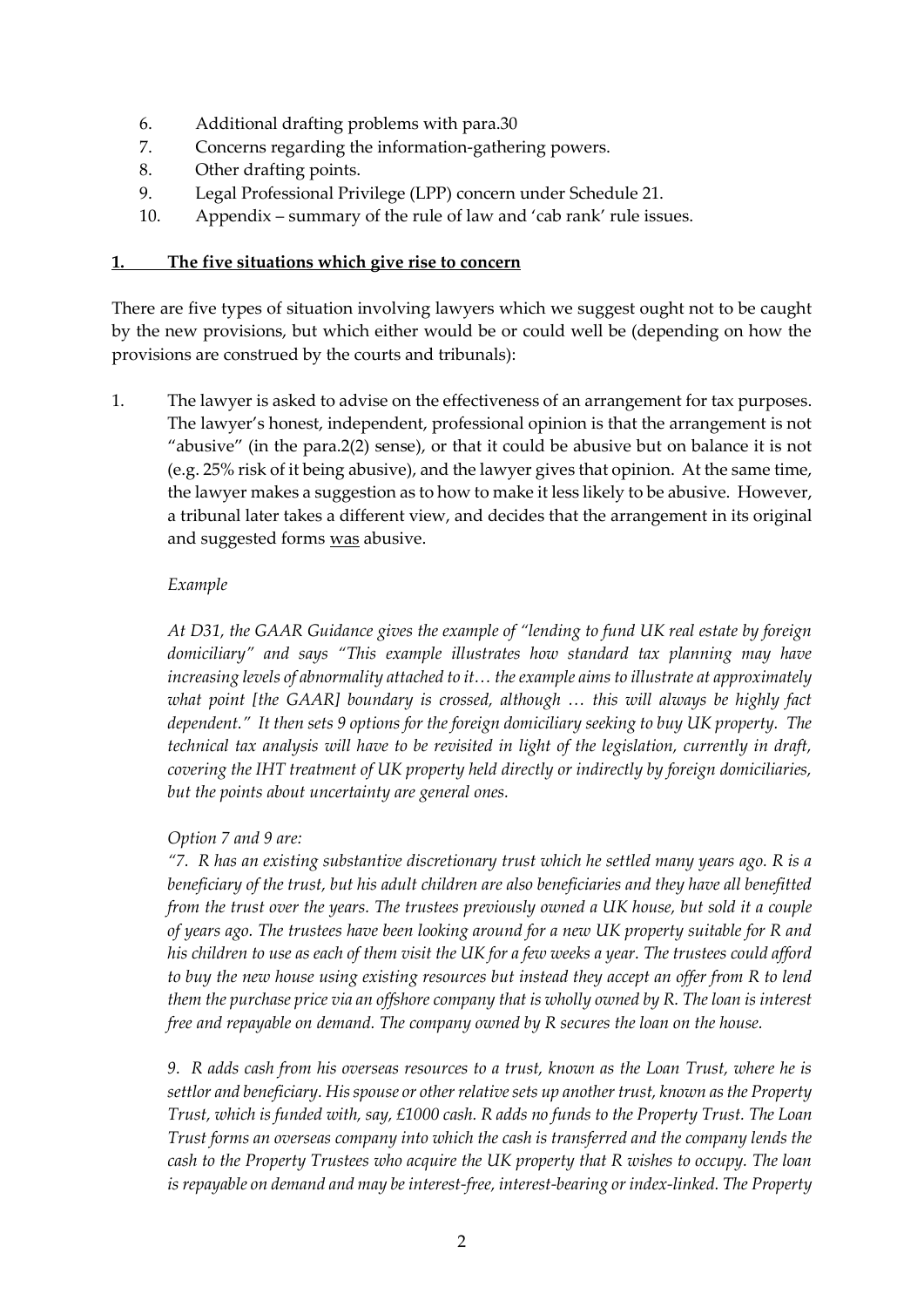6. Additional drafting problems with para.30
7. Concerns regarding the information-gathering powers.
8. Other drafting points.
9. Legal Professional Privilege (LPP) concern under Schedule 21.
10. Appendix – summary of the rule of law and 'cab rank' rule issues.

## 1. The five situations which give rise to concern

There are five types of situation involving lawyers which we suggest ought not to be caught by the new provisions, but which either would be or could well be (depending on how the provisions are construed by the courts and tribunals):

1. The lawyer is asked to advise on the effectiveness of an arrangement for tax purposes. The lawyer's honest, independent, professional opinion is that the arrangement is not "abusive" (in the para.2(2) sense), or that it could be abusive but on balance it is not (e.g. 25% risk of it being abusive), and the lawyer gives that opinion. At the same time, the lawyer makes a suggestion as to how to make it less likely to be abusive. However, a tribunal later takes a different view, and decides that the arrangement in its original and suggested forms was abusive.

   *Example*

   *At D31, the GAAR Guidance gives the example of "lending to fund UK real estate by foreign domiciliary" and says "This example illustrates how standard tax planning may have increasing levels of abnormality attached to it… the example aims to illustrate at approximately what point [the GAAR] boundary is crossed, although … this will always be highly fact dependent." It then sets 9 options for the foreign domiciliary seeking to buy UK property. The technical tax analysis will have to be revisited in light of the legislation, currently in draft, covering the IHT treatment of UK property held directly or indirectly by foreign domiciliaries, but the points about uncertainty are general ones.*

   *Option 7 and 9 are:*

   *"7. R has an existing substantive discretionary trust which he settled many years ago. R is a beneficiary of the trust, but his adult children are also beneficiaries and they have all benefitted from the trust over the years. The trustees previously owned a UK house, but sold it a couple of years ago. The trustees have been looking around for a new UK property suitable for R and his children to use as each of them visit the UK for a few weeks a year. The trustees could afford to buy the new house using existing resources but instead they accept an offer from R to lend them the purchase price via an offshore company that is wholly owned by R. The loan is interest free and repayable on demand. The company owned by R secures the loan on the house.*

   *9. R adds cash from his overseas resources to a trust, known as the Loan Trust, where he is settlor and beneficiary. His spouse or other relative sets up another trust, known as the Property Trust, which is funded with, say, £1000 cash. R adds no funds to the Property Trust. The Loan Trust forms an overseas company into which the cash is transferred and the company lends the cash to the Property Trustees who acquire the UK property that R wishes to occupy. The loan is repayable on demand and may be interest-free, interest-bearing or index-linked. The Property*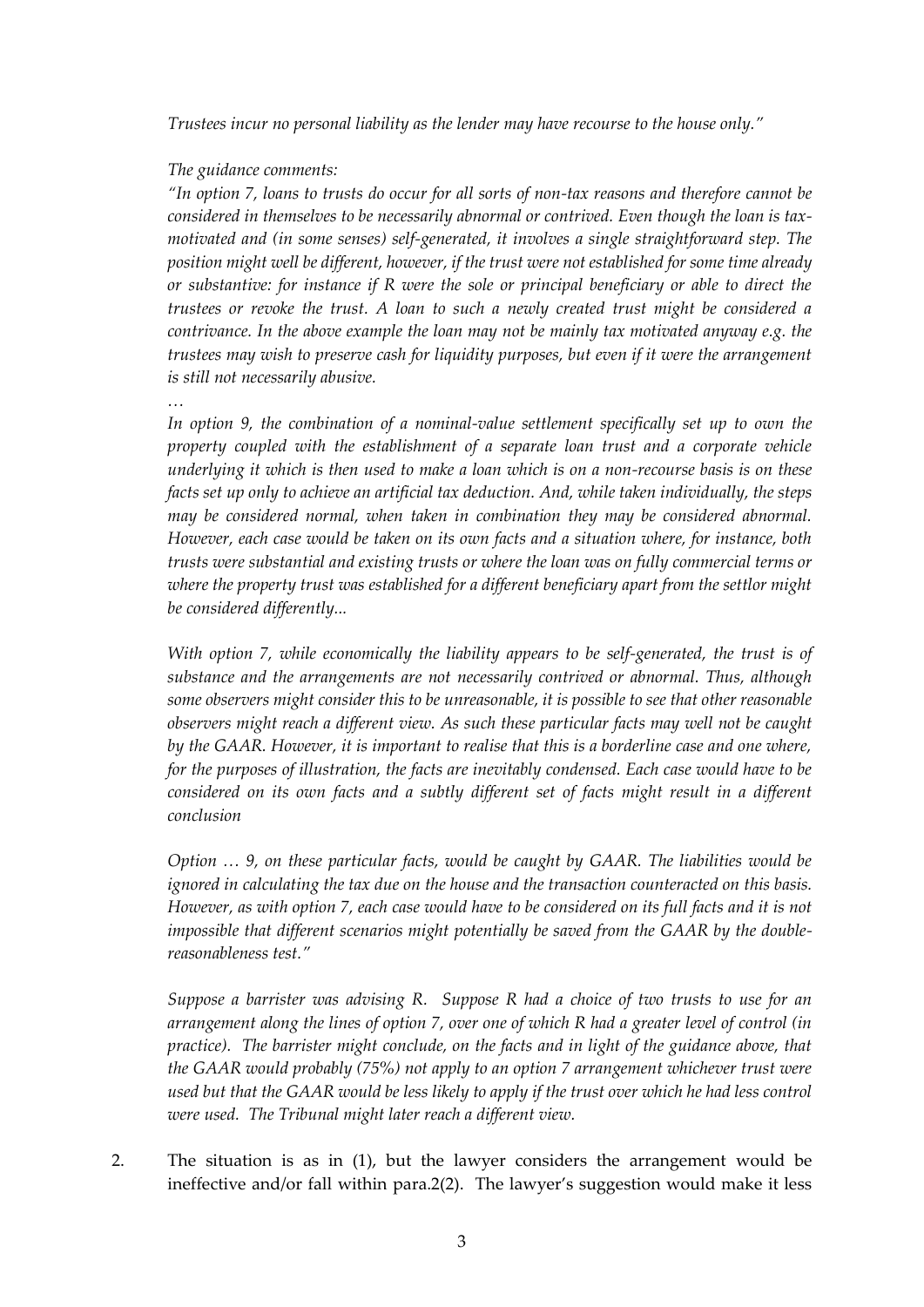*Trustees incur no personal liability as the lender may have recourse to the house only."*

*The guidance comments:*

*"In option 7, loans to trusts do occur for all sorts of non-tax reasons and therefore cannot be considered in themselves to be necessarily abnormal or contrived. Even though the loan is tax-motivated and (in some senses) self-generated, it involves a single straightforward step. The position might well be different, however, if the trust were not established for some time already or substantive: for instance if R were the sole or principal beneficiary or able to direct the trustees or revoke the trust. A loan to such a newly created trust might be considered a contrivance. In the above example the loan may not be mainly tax motivated anyway e.g. the trustees may wish to preserve cash for liquidity purposes, but even if it were the arrangement is still not necessarily abusive.*

*…*

*In option 9, the combination of a nominal-value settlement specifically set up to own the property coupled with the establishment of a separate loan trust and a corporate vehicle underlying it which is then used to make a loan which is on a non-recourse basis is on these facts set up only to achieve an artificial tax deduction. And, while taken individually, the steps may be considered normal, when taken in combination they may be considered abnormal. However, each case would be taken on its own facts and a situation where, for instance, both trusts were substantial and existing trusts or where the loan was on fully commercial terms or where the property trust was established for a different beneficiary apart from the settlor might be considered differently...*

*With option 7, while economically the liability appears to be self-generated, the trust is of substance and the arrangements are not necessarily contrived or abnormal. Thus, although some observers might consider this to be unreasonable, it is possible to see that other reasonable observers might reach a different view. As such these particular facts may well not be caught by the GAAR. However, it is important to realise that this is a borderline case and one where, for the purposes of illustration, the facts are inevitably condensed. Each case would have to be considered on its own facts and a subtly different set of facts might result in a different conclusion*

*Option … 9, on these particular facts, would be caught by GAAR. The liabilities would be ignored in calculating the tax due on the house and the transaction counteracted on this basis. However, as with option 7, each case would have to be considered on its full facts and it is not impossible that different scenarios might potentially be saved from the GAAR by the double-reasonableness test."*

*Suppose a barrister was advising R. Suppose R had a choice of two trusts to use for an arrangement along the lines of option 7, over one of which R had a greater level of control (in practice). The barrister might conclude, on the facts and in light of the guidance above, that the GAAR would probably (75%) not apply to an option 7 arrangement whichever trust were used but that the GAAR would be less likely to apply if the trust over which he had less control were used. The Tribunal might later reach a different view.*

2. The situation is as in (1), but the lawyer considers the arrangement would be ineffective and/or fall within para.2(2). The lawyer's suggestion would make it less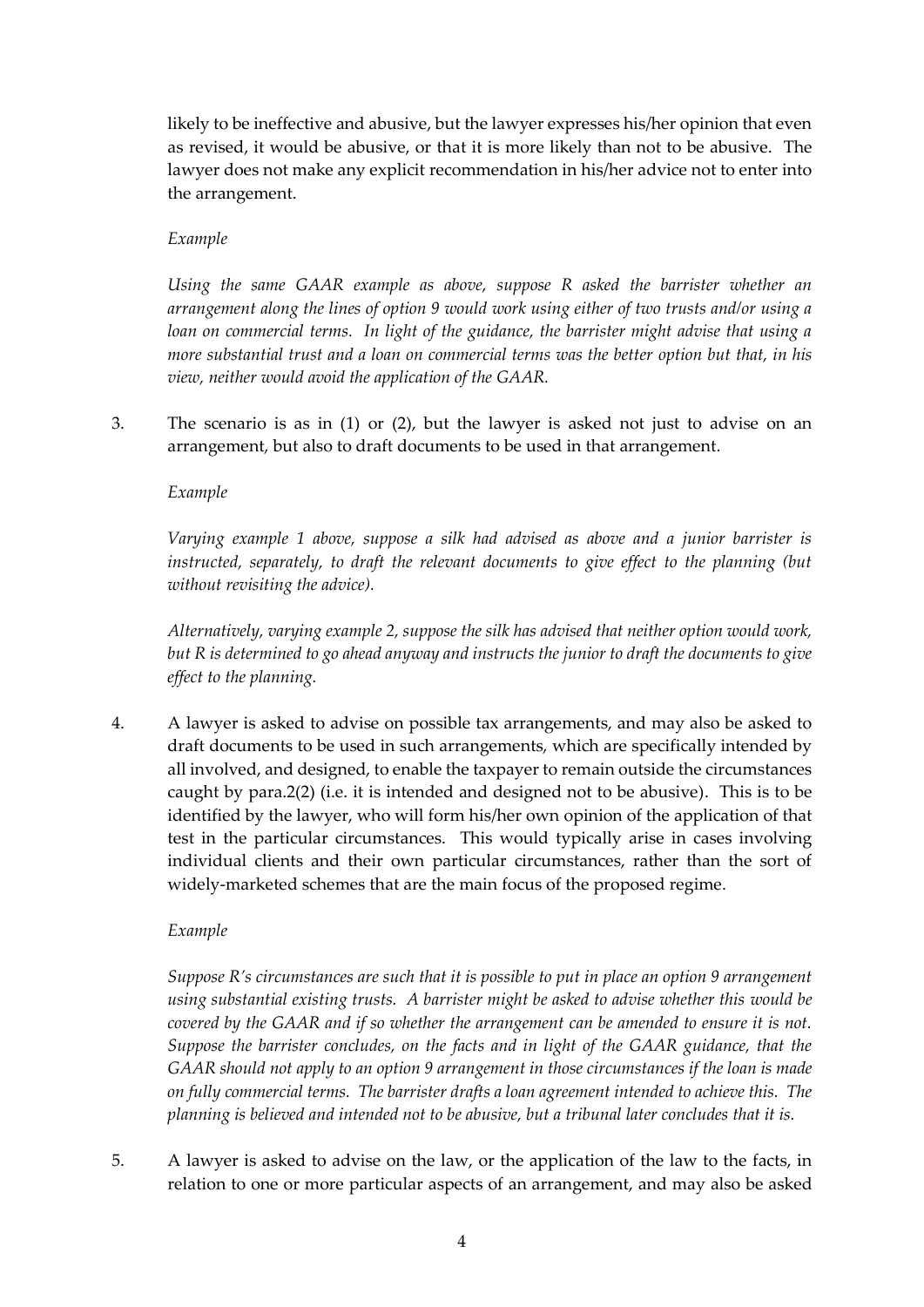likely to be ineffective and abusive, but the lawyer expresses his/her opinion that even as revised, it would be abusive, or that it is more likely than not to be abusive. The lawyer does not make any explicit recommendation in his/her advice not to enter into the arrangement.

*Example*

*Using the same GAAR example as above, suppose R asked the barrister whether an arrangement along the lines of option 9 would work using either of two trusts and/or using a loan on commercial terms. In light of the guidance, the barrister might advise that using a more substantial trust and a loan on commercial terms was the better option but that, in his view, neither would avoid the application of the GAAR.*

3. The scenario is as in (1) or (2), but the lawyer is asked not just to advise on an arrangement, but also to draft documents to be used in that arrangement.

   *Example*

   *Varying example 1 above, suppose a silk had advised as above and a junior barrister is instructed, separately, to draft the relevant documents to give effect to the planning (but without revisiting the advice).*

   *Alternatively, varying example 2, suppose the silk has advised that neither option would work, but R is determined to go ahead anyway and instructs the junior to draft the documents to give effect to the planning.*

4. A lawyer is asked to advise on possible tax arrangements, and may also be asked to draft documents to be used in such arrangements, which are specifically intended by all involved, and designed, to enable the taxpayer to remain outside the circumstances caught by para.2(2) (i.e. it is intended and designed not to be abusive). This is to be identified by the lawyer, who will form his/her own opinion of the application of that test in the particular circumstances. This would typically arise in cases involving individual clients and their own particular circumstances, rather than the sort of widely-marketed schemes that are the main focus of the proposed regime.

   *Example*

   *Suppose R's circumstances are such that it is possible to put in place an option 9 arrangement using substantial existing trusts. A barrister might be asked to advise whether this would be covered by the GAAR and if so whether the arrangement can be amended to ensure it is not. Suppose the barrister concludes, on the facts and in light of the GAAR guidance, that the GAAR should not apply to an option 9 arrangement in those circumstances if the loan is made on fully commercial terms. The barrister drafts a loan agreement intended to achieve this. The planning is believed and intended not to be abusive, but a tribunal later concludes that it is.*

5. A lawyer is asked to advise on the law, or the application of the law to the facts, in relation to one or more particular aspects of an arrangement, and may also be asked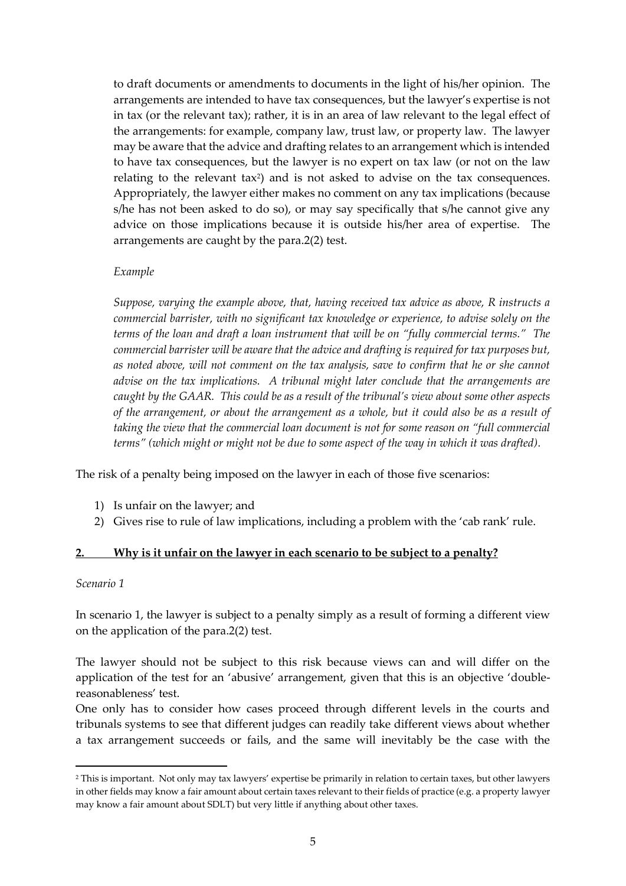to draft documents or amendments to documents in the light of his/her opinion. The arrangements are intended to have tax consequences, but the lawyer's expertise is not in tax (or the relevant tax); rather, it is in an area of law relevant to the legal effect of the arrangements: for example, company law, trust law, or property law. The lawyer may be aware that the advice and drafting relates to an arrangement which is intended to have tax consequences, but the lawyer is no expert on tax law (or not on the law relating to the relevant tax[2]) and is not asked to advise on the tax consequences. Appropriately, the lawyer either makes no comment on any tax implications (because s/he has not been asked to do so), or may say specifically that s/he cannot give any advice on those implications because it is outside his/her area of expertise. The arrangements are caught by the para.2(2) test.

*Example*

*Suppose, varying the example above, that, having received tax advice as above, R instructs a commercial barrister, with no significant tax knowledge or experience, to advise solely on the terms of the loan and draft a loan instrument that will be on "fully commercial terms." The commercial barrister will be aware that the advice and drafting is required for tax purposes but, as noted above, will not comment on the tax analysis, save to confirm that he or she cannot advise on the tax implications. A tribunal might later conclude that the arrangements are caught by the GAAR. This could be as a result of the tribunal's view about some other aspects of the arrangement, or about the arrangement as a whole, but it could also be as a result of taking the view that the commercial loan document is not for some reason on "full commercial terms" (which might or might not be due to some aspect of the way in which it was drafted).*

The risk of a penalty being imposed on the lawyer in each of those five scenarios:

1) Is unfair on the lawyer; and
2) Gives rise to rule of law implications, including a problem with the 'cab rank' rule.

## 2. Why is it unfair on the lawyer in each scenario to be subject to a penalty?

*Scenario 1*

In scenario 1, the lawyer is subject to a penalty simply as a result of forming a different view on the application of the para.2(2) test.

The lawyer should not be subject to this risk because views can and will differ on the application of the test for an 'abusive' arrangement, given that this is an objective 'double-reasonableness' test.

One only has to consider how cases proceed through different levels in the courts and tribunals systems to see that different judges can readily take different views about whether a tax arrangement succeeds or fails, and the same will inevitably be the case with the

[2] This is important. Not only may tax lawyers' expertise be primarily in relation to certain taxes, but other lawyers in other fields may know a fair amount about certain taxes relevant to their fields of practice (e.g. a property lawyer may know a fair amount about SDLT) but very little if anything about other taxes.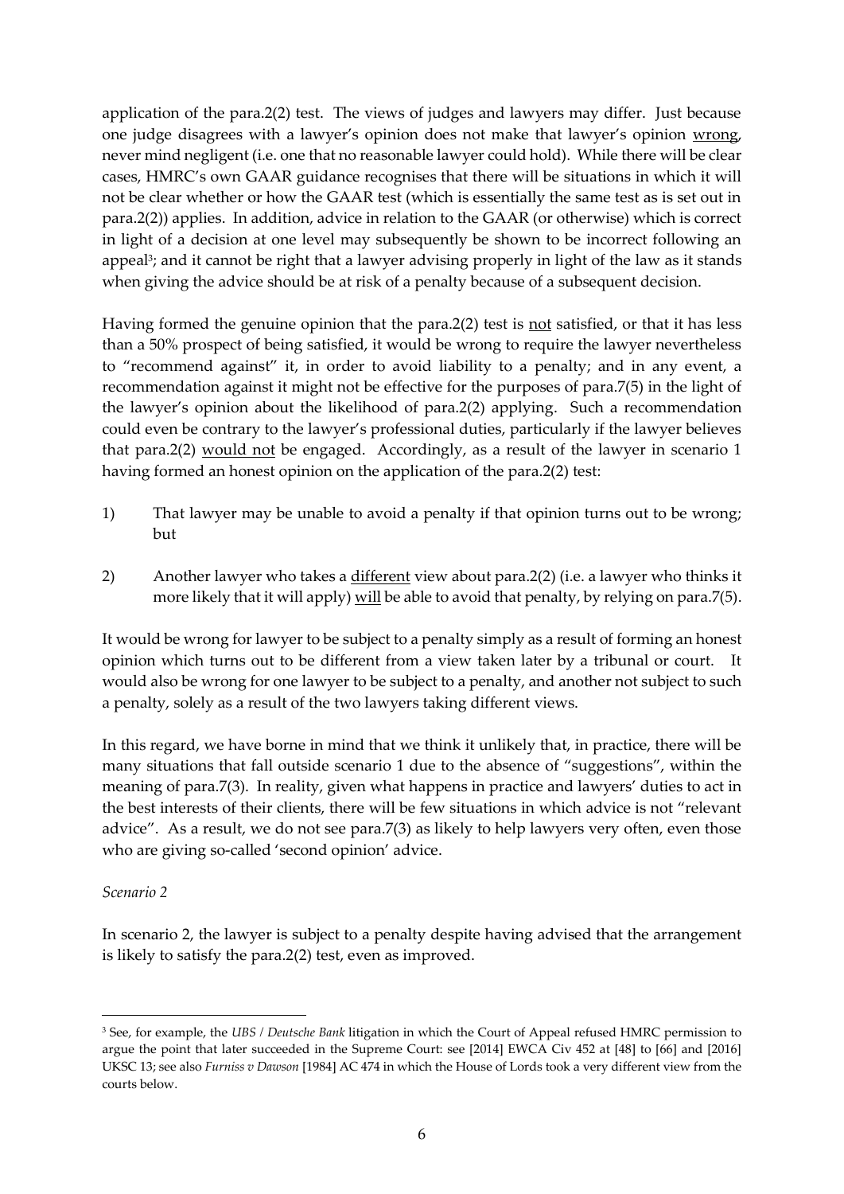application of the para.2(2) test. The views of judges and lawyers may differ. Just because one judge disagrees with a lawyer's opinion does not make that lawyer's opinion wrong, never mind negligent (i.e. one that no reasonable lawyer could hold). While there will be clear cases, HMRC's own GAAR guidance recognises that there will be situations in which it will not be clear whether or how the GAAR test (which is essentially the same test as is set out in para.2(2)) applies. In addition, advice in relation to the GAAR (or otherwise) which is correct in light of a decision at one level may subsequently be shown to be incorrect following an appeal[3]; and it cannot be right that a lawyer advising properly in light of the law as it stands when giving the advice should be at risk of a penalty because of a subsequent decision.

Having formed the genuine opinion that the para.2(2) test is not satisfied, or that it has less than a 50% prospect of being satisfied, it would be wrong to require the lawyer nevertheless to "recommend against" it, in order to avoid liability to a penalty; and in any event, a recommendation against it might not be effective for the purposes of para.7(5) in the light of the lawyer's opinion about the likelihood of para.2(2) applying. Such a recommendation could even be contrary to the lawyer's professional duties, particularly if the lawyer believes that para.2(2) would not be engaged. Accordingly, as a result of the lawyer in scenario 1 having formed an honest opinion on the application of the para.2(2) test:

1) That lawyer may be unable to avoid a penalty if that opinion turns out to be wrong; but

2) Another lawyer who takes a different view about para.2(2) (i.e. a lawyer who thinks it more likely that it will apply) will be able to avoid that penalty, by relying on para.7(5).

It would be wrong for lawyer to be subject to a penalty simply as a result of forming an honest opinion which turns out to be different from a view taken later by a tribunal or court. It would also be wrong for one lawyer to be subject to a penalty, and another not subject to such a penalty, solely as a result of the two lawyers taking different views.

In this regard, we have borne in mind that we think it unlikely that, in practice, there will be many situations that fall outside scenario 1 due to the absence of "suggestions", within the meaning of para.7(3). In reality, given what happens in practice and lawyers' duties to act in the best interests of their clients, there will be few situations in which advice is not "relevant advice". As a result, we do not see para.7(3) as likely to help lawyers very often, even those who are giving so-called 'second opinion' advice.

*Scenario 2*

In scenario 2, the lawyer is subject to a penalty despite having advised that the arrangement is likely to satisfy the para.2(2) test, even as improved.

---

[3] See, for example, the *UBS / Deutsche Bank* litigation in which the Court of Appeal refused HMRC permission to argue the point that later succeeded in the Supreme Court: see [2014] EWCA Civ 452 at [48] to [66] and [2016] UKSC 13; see also *Furniss v Dawson* [1984] AC 474 in which the House of Lords took a very different view from the courts below.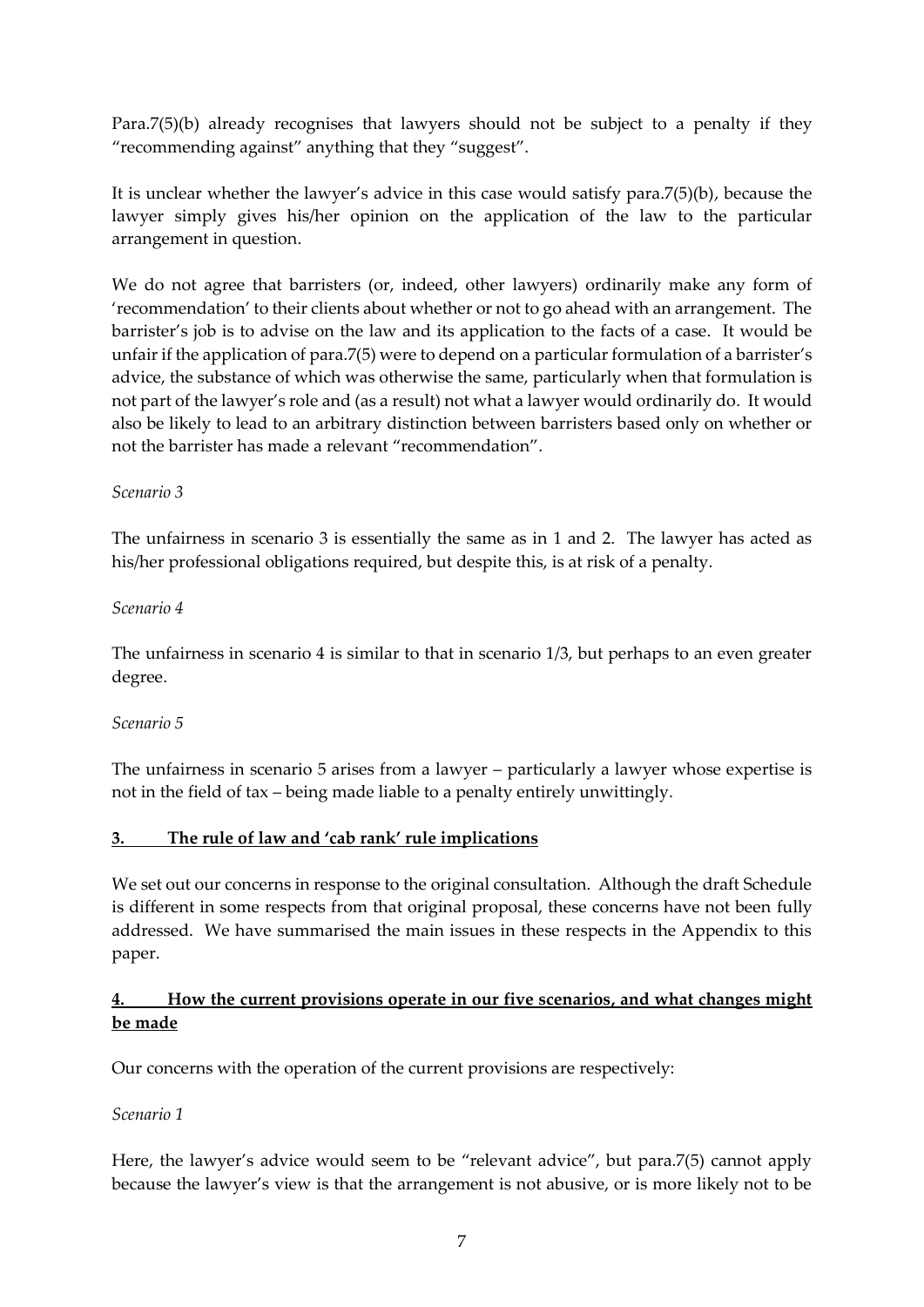Para.7(5)(b) already recognises that lawyers should not be subject to a penalty if they "recommending against" anything that they "suggest".

It is unclear whether the lawyer's advice in this case would satisfy para.7(5)(b), because the lawyer simply gives his/her opinion on the application of the law to the particular arrangement in question.

We do not agree that barristers (or, indeed, other lawyers) ordinarily make any form of 'recommendation' to their clients about whether or not to go ahead with an arrangement. The barrister's job is to advise on the law and its application to the facts of a case. It would be unfair if the application of para.7(5) were to depend on a particular formulation of a barrister's advice, the substance of which was otherwise the same, particularly when that formulation is not part of the lawyer's role and (as a result) not what a lawyer would ordinarily do. It would also be likely to lead to an arbitrary distinction between barristers based only on whether or not the barrister has made a relevant "recommendation".

*Scenario 3*

The unfairness in scenario 3 is essentially the same as in 1 and 2. The lawyer has acted as his/her professional obligations required, but despite this, is at risk of a penalty.

*Scenario 4*

The unfairness in scenario 4 is similar to that in scenario 1/3, but perhaps to an even greater degree.

*Scenario 5*

The unfairness in scenario 5 arises from a lawyer – particularly a lawyer whose expertise is not in the field of tax – being made liable to a penalty entirely unwittingly.

## 3. The rule of law and 'cab rank' rule implications

We set out our concerns in response to the original consultation. Although the draft Schedule is different in some respects from that original proposal, these concerns have not been fully addressed. We have summarised the main issues in these respects in the Appendix to this paper.

## 4. How the current provisions operate in our five scenarios, and what changes might be made

Our concerns with the operation of the current provisions are respectively:

*Scenario 1*

Here, the lawyer's advice would seem to be "relevant advice", but para.7(5) cannot apply because the lawyer's view is that the arrangement is not abusive, or is more likely not to be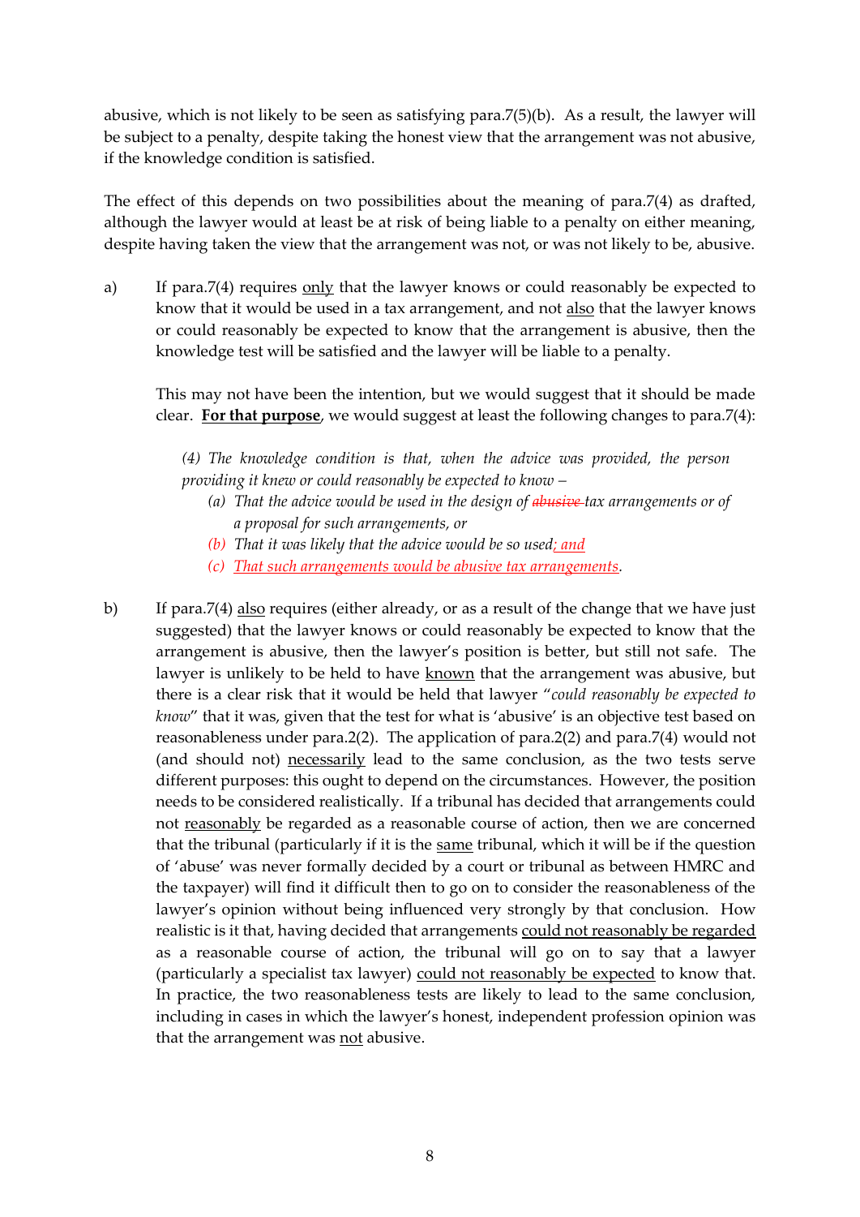abusive, which is not likely to be seen as satisfying para.7(5)(b). As a result, the lawyer will be subject to a penalty, despite taking the honest view that the arrangement was not abusive, if the knowledge condition is satisfied.

The effect of this depends on two possibilities about the meaning of para.7(4) as drafted, although the lawyer would at least be at risk of being liable to a penalty on either meaning, despite having taken the view that the arrangement was not, or was not likely to be, abusive.

a) If para.7(4) requires <u>only</u> that the lawyer knows or could reasonably be expected to know that it would be used in a tax arrangement, and not <u>also</u> that the lawyer knows or could reasonably be expected to know that the arrangement is abusive, then the knowledge test will be satisfied and the lawyer will be liable to a penalty.

   This may not have been the intention, but we would suggest that it should be made clear. <u>**For that purpose**</u>, we would suggest at least the following changes to para.7(4):

   > *(4) The knowledge condition is that, when the advice was provided, the person providing it knew or could reasonably be expected to know –*
   > - *(a) That the advice would be used in the design of ~~abusive~~ tax arrangements or of a proposal for such arrangements, or*
   > - *(b) That it was likely that the advice would be so used<u>; and</u>*
   > - *(c) <u>That such arrangements would be abusive tax arrangements</u>.*

b) If para.7(4) <u>also</u> requires (either already, or as a result of the change that we have just suggested) that the lawyer knows or could reasonably be expected to know that the arrangement is abusive, then the lawyer's position is better, but still not safe. The lawyer is unlikely to be held to have <u>known</u> that the arrangement was abusive, but there is a clear risk that it would be held that lawyer "*could reasonably be expected to know*" that it was, given that the test for what is 'abusive' is an objective test based on reasonableness under para.2(2). The application of para.2(2) and para.7(4) would not (and should not) <u>necessarily</u> lead to the same conclusion, as the two tests serve different purposes: this ought to depend on the circumstances. However, the position needs to be considered realistically. If a tribunal has decided that arrangements could not <u>reasonably</u> be regarded as a reasonable course of action, then we are concerned that the tribunal (particularly if it is the <u>same</u> tribunal, which it will be if the question of 'abuse' was never formally decided by a court or tribunal as between HMRC and the taxpayer) will find it difficult then to go on to consider the reasonableness of the lawyer's opinion without being influenced very strongly by that conclusion. How realistic is it that, having decided that arrangements <u>could not reasonably be regarded</u> as a reasonable course of action, the tribunal will go on to say that a lawyer (particularly a specialist tax lawyer) <u>could not reasonably be expected</u> to know that. In practice, the two reasonableness tests are likely to lead to the same conclusion, including in cases in which the lawyer's honest, independent profession opinion was that the arrangement was <u>not</u> abusive.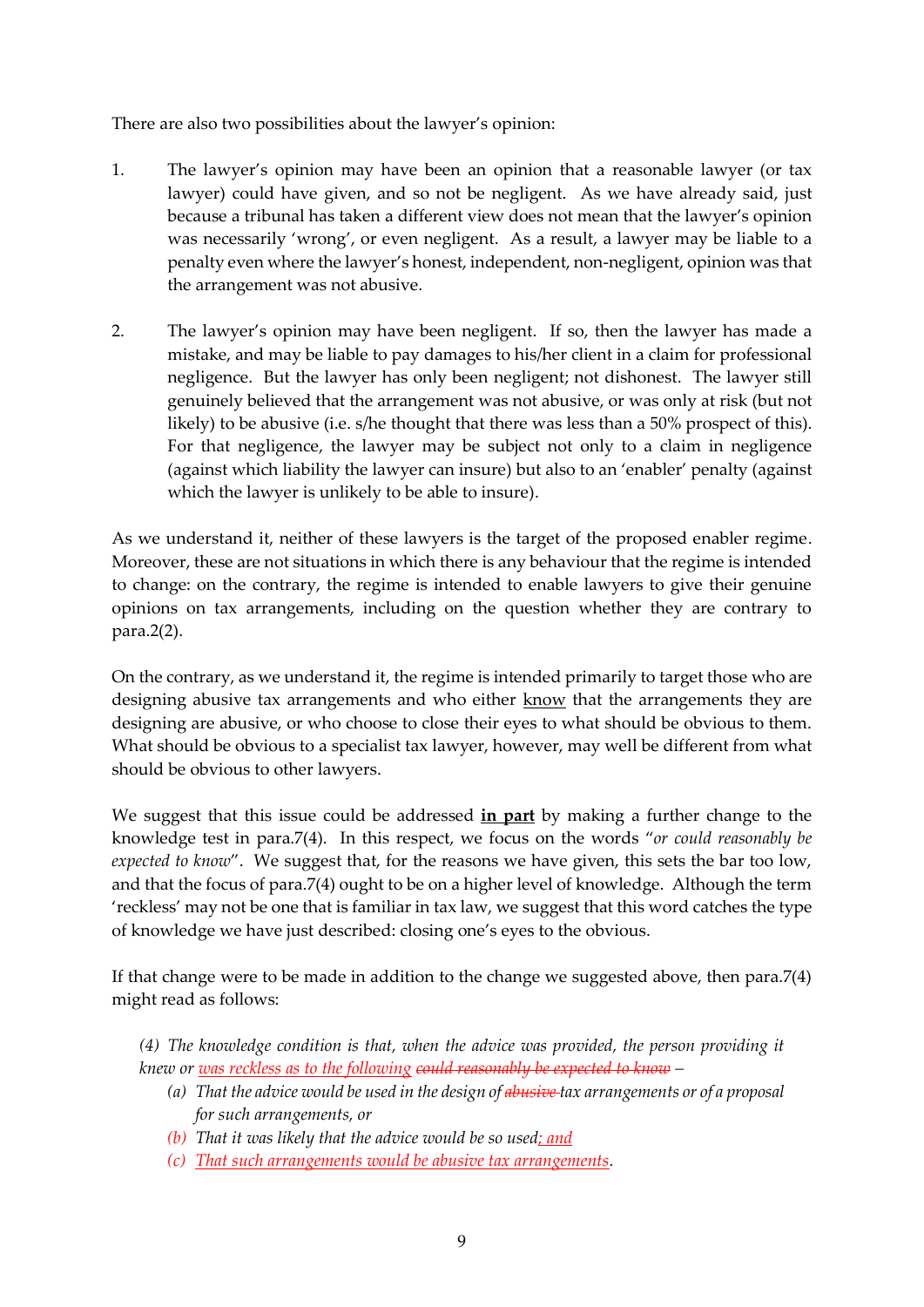There are also two possibilities about the lawyer's opinion:

1. The lawyer's opinion may have been an opinion that a reasonable lawyer (or tax lawyer) could have given, and so not be negligent. As we have already said, just because a tribunal has taken a different view does not mean that the lawyer's opinion was necessarily 'wrong', or even negligent. As a result, a lawyer may be liable to a penalty even where the lawyer's honest, independent, non-negligent, opinion was that the arrangement was not abusive.

2. The lawyer's opinion may have been negligent. If so, then the lawyer has made a mistake, and may be liable to pay damages to his/her client in a claim for professional negligence. But the lawyer has only been negligent; not dishonest. The lawyer still genuinely believed that the arrangement was not abusive, or was only at risk (but not likely) to be abusive (i.e. s/he thought that there was less than a 50% prospect of this). For that negligence, the lawyer may be subject not only to a claim in negligence (against which liability the lawyer can insure) but also to an 'enabler' penalty (against which the lawyer is unlikely to be able to insure).

As we understand it, neither of these lawyers is the target of the proposed enabler regime. Moreover, these are not situations in which there is any behaviour that the regime is intended to change: on the contrary, the regime is intended to enable lawyers to give their genuine opinions on tax arrangements, including on the question whether they are contrary to para.2(2).

On the contrary, as we understand it, the regime is intended primarily to target those who are designing abusive tax arrangements and who either <u>know</u> that the arrangements they are designing are abusive, or who choose to close their eyes to what should be obvious to them. What should be obvious to a specialist tax lawyer, however, may well be different from what should be obvious to other lawyers.

We suggest that this issue could be addressed **<u>in part</u>** by making a further change to the knowledge test in para.7(4). In this respect, we focus on the words "*or could reasonably be expected to know*". We suggest that, for the reasons we have given, this sets the bar too low, and that the focus of para.7(4) ought to be on a higher level of knowledge. Although the term 'reckless' may not be one that is familiar in tax law, we suggest that this word catches the type of knowledge we have just described: closing one's eyes to the obvious.

If that change were to be made in addition to the change we suggested above, then para.7(4) might read as follows:

> *(4) The knowledge condition is that, when the advice was provided, the person providing it knew or <u>was reckless as to the following</u> ~~could reasonably be expected to know~~ –*
>
> *(a) That the advice would be used in the design of ~~abusive~~ tax arrangements or of a proposal for such arrangements, or*
>
> *(b) That it was likely that the advice would be so used<u>; and</u>*
>
> *(c) <u>That such arrangements would be abusive tax arrangements</u>.*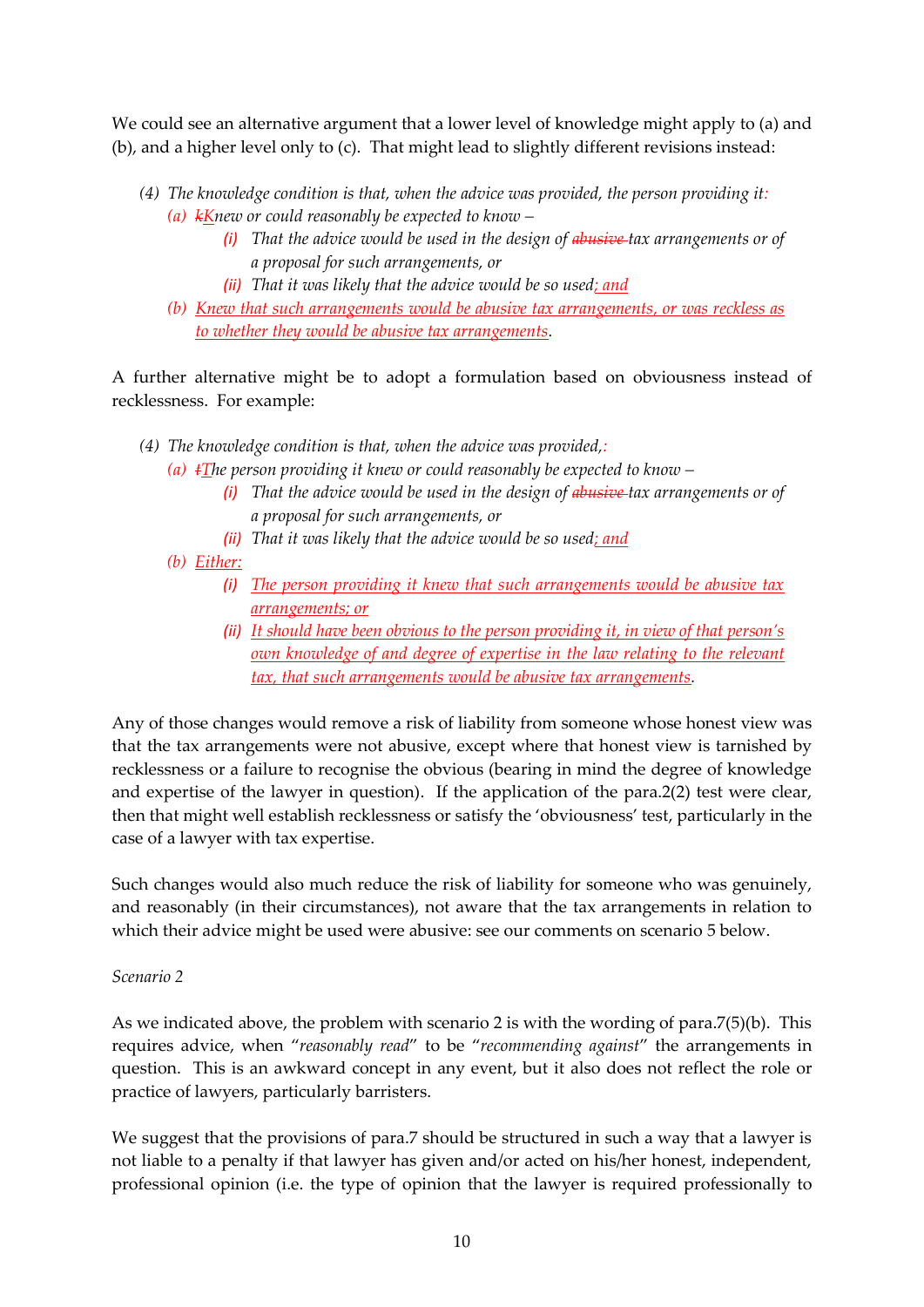We could see an alternative argument that a lower level of knowledge might apply to (a) and (b), and a higher level only to (c). That might lead to slightly different revisions instead:

> *(4) The knowledge condition is that, when the advice was provided, the person providing it:*
>
> *(a) ~~k~~Knew or could reasonably be expected to know –*
>
> *(i) That the advice would be used in the design of ~~abusive~~ tax arrangements or of a proposal for such arrangements, or*
>
> *(ii) That it was likely that the advice would be so used; and*
>
> *(b) Knew that such arrangements would be abusive tax arrangements, or was reckless as to whether they would be abusive tax arrangements.*

A further alternative might be to adopt a formulation based on obviousness instead of recklessness. For example:

> *(4) The knowledge condition is that, when the advice was provided,:*
>
> *(a) ~~t~~The person providing it knew or could reasonably be expected to know –*
>
> *(i) That the advice would be used in the design of ~~abusive~~ tax arrangements or of a proposal for such arrangements, or*
>
> *(ii) That it was likely that the advice would be so used; and*
>
> *(b) Either:*
>
> *(i) The person providing it knew that such arrangements would be abusive tax arrangements; or*
>
> *(ii) It should have been obvious to the person providing it, in view of that person's own knowledge of and degree of expertise in the law relating to the relevant tax, that such arrangements would be abusive tax arrangements.*

Any of those changes would remove a risk of liability from someone whose honest view was that the tax arrangements were not abusive, except where that honest view is tarnished by recklessness or a failure to recognise the obvious (bearing in mind the degree of knowledge and expertise of the lawyer in question). If the application of the para.2(2) test were clear, then that might well establish recklessness or satisfy the 'obviousness' test, particularly in the case of a lawyer with tax expertise.

Such changes would also much reduce the risk of liability for someone who was genuinely, and reasonably (in their circumstances), not aware that the tax arrangements in relation to which their advice might be used were abusive: see our comments on scenario 5 below.

*Scenario 2*

As we indicated above, the problem with scenario 2 is with the wording of para.7(5)(b). This requires advice, when "*reasonably read*" to be "*recommending against*" the arrangements in question. This is an awkward concept in any event, but it also does not reflect the role or practice of lawyers, particularly barristers.

We suggest that the provisions of para.7 should be structured in such a way that a lawyer is not liable to a penalty if that lawyer has given and/or acted on his/her honest, independent, professional opinion (i.e. the type of opinion that the lawyer is required professionally to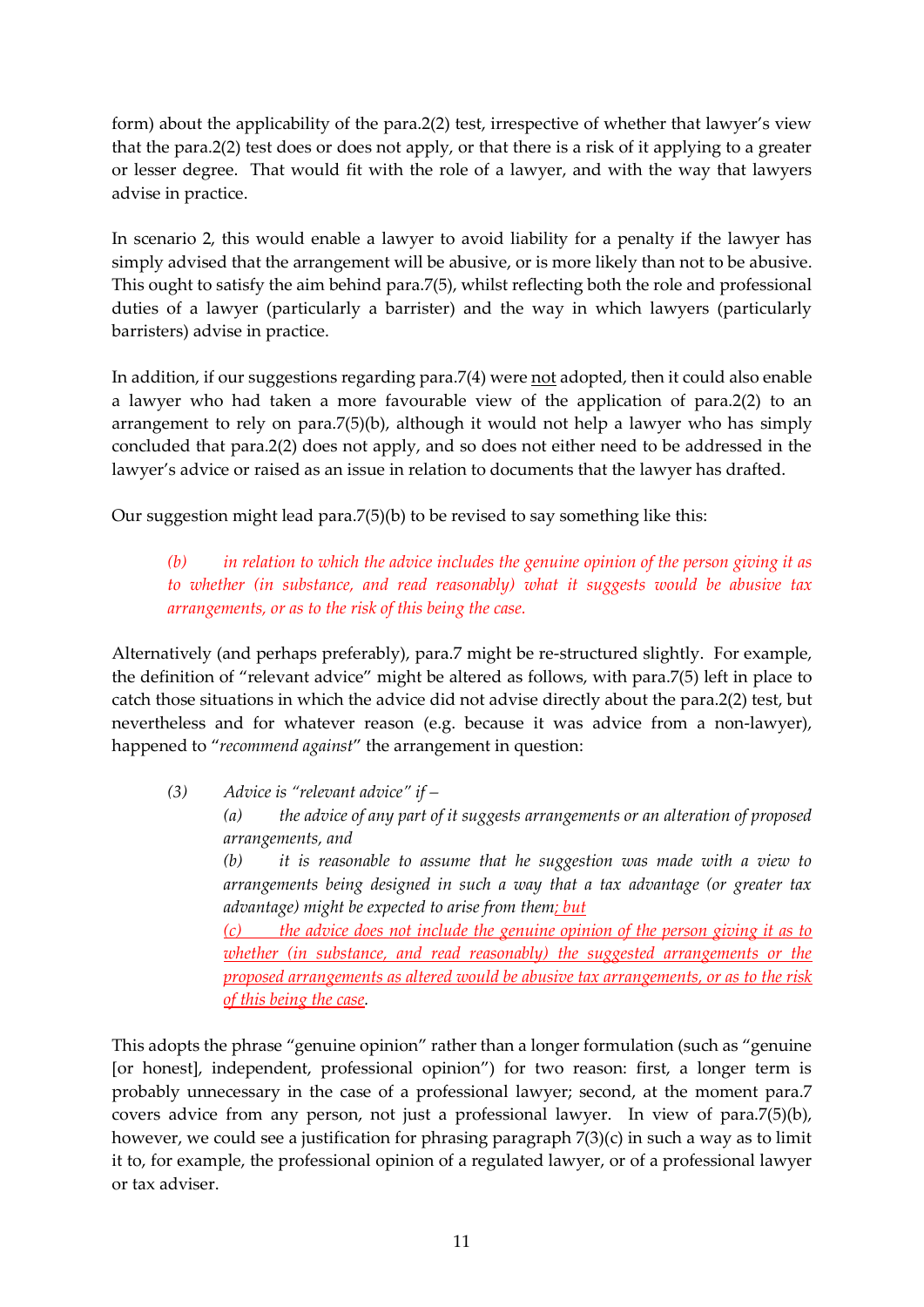form) about the applicability of the para.2(2) test, irrespective of whether that lawyer's view that the para.2(2) test does or does not apply, or that there is a risk of it applying to a greater or lesser degree. That would fit with the role of a lawyer, and with the way that lawyers advise in practice.

In scenario 2, this would enable a lawyer to avoid liability for a penalty if the lawyer has simply advised that the arrangement will be abusive, or is more likely than not to be abusive. This ought to satisfy the aim behind para.7(5), whilst reflecting both the role and professional duties of a lawyer (particularly a barrister) and the way in which lawyers (particularly barristers) advise in practice.

In addition, if our suggestions regarding para.7(4) were <u>not</u> adopted, then it could also enable a lawyer who had taken a more favourable view of the application of para.2(2) to an arrangement to rely on para.7(5)(b), although it would not help a lawyer who has simply concluded that para.2(2) does not apply, and so does not either need to be addressed in the lawyer's advice or raised as an issue in relation to documents that the lawyer has drafted.

Our suggestion might lead para.7(5)(b) to be revised to say something like this:

> *(b) in relation to which the advice includes the genuine opinion of the person giving it as to whether (in substance, and read reasonably) what it suggests would be abusive tax arrangements, or as to the risk of this being the case.*

Alternatively (and perhaps preferably), para.7 might be re-structured slightly. For example, the definition of "relevant advice" might be altered as follows, with para.7(5) left in place to catch those situations in which the advice did not advise directly about the para.2(2) test, but nevertheless and for whatever reason (e.g. because it was advice from a non-lawyer), happened to "*recommend against*" the arrangement in question:

> *(3) Advice is "relevant advice" if –*
>
> *(a) the advice of any part of it suggests arrangements or an alteration of proposed arrangements, and*
>
> *(b) it is reasonable to assume that he suggestion was made with a view to arrangements being designed in such a way that a tax advantage (or greater tax advantage) might be expected to arise from them<u>; but</u>*
>
> <u>*(c) the advice does not include the genuine opinion of the person giving it as to whether (in substance, and read reasonably) the suggested arrangements or the proposed arrangements as altered would be abusive tax arrangements, or as to the risk of this being the case*</u>*.*

This adopts the phrase "genuine opinion" rather than a longer formulation (such as "genuine [or honest], independent, professional opinion") for two reason: first, a longer term is probably unnecessary in the case of a professional lawyer; second, at the moment para.7 covers advice from any person, not just a professional lawyer. In view of para.7(5)(b), however, we could see a justification for phrasing paragraph 7(3)(c) in such a way as to limit it to, for example, the professional opinion of a regulated lawyer, or of a professional lawyer or tax adviser.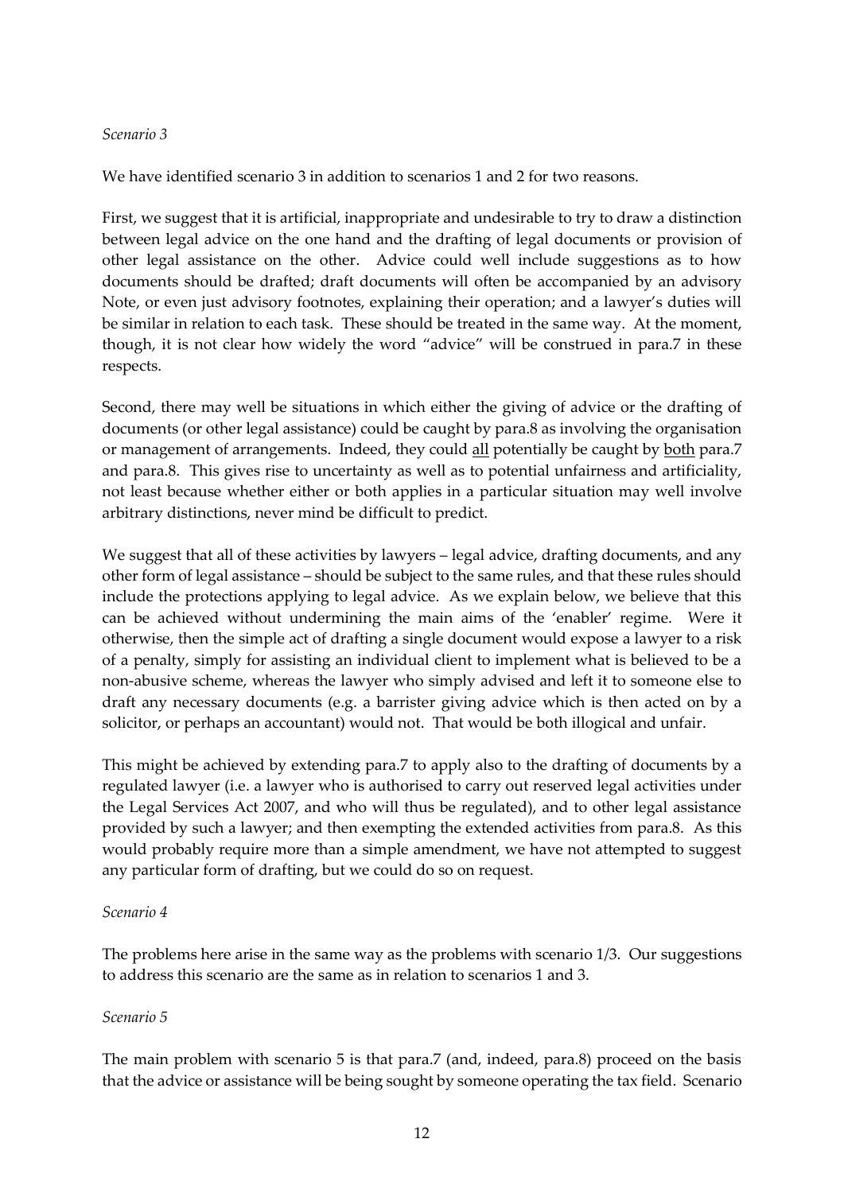*Scenario 3*

We have identified scenario 3 in addition to scenarios 1 and 2 for two reasons.

First, we suggest that it is artificial, inappropriate and undesirable to try to draw a distinction between legal advice on the one hand and the drafting of legal documents or provision of other legal assistance on the other. Advice could well include suggestions as to how documents should be drafted; draft documents will often be accompanied by an advisory Note, or even just advisory footnotes, explaining their operation; and a lawyer's duties will be similar in relation to each task. These should be treated in the same way. At the moment, though, it is not clear how widely the word "advice" will be construed in para.7 in these respects.

Second, there may well be situations in which either the giving of advice or the drafting of documents (or other legal assistance) could be caught by para.8 as involving the organisation or management of arrangements. Indeed, they could <u>all</u> potentially be caught by <u>both</u> para.7 and para.8. This gives rise to uncertainty as well as to potential unfairness and artificiality, not least because whether either or both applies in a particular situation may well involve arbitrary distinctions, never mind be difficult to predict.

We suggest that all of these activities by lawyers – legal advice, drafting documents, and any other form of legal assistance – should be subject to the same rules, and that these rules should include the protections applying to legal advice. As we explain below, we believe that this can be achieved without undermining the main aims of the 'enabler' regime. Were it otherwise, then the simple act of drafting a single document would expose a lawyer to a risk of a penalty, simply for assisting an individual client to implement what is believed to be a non-abusive scheme, whereas the lawyer who simply advised and left it to someone else to draft any necessary documents (e.g. a barrister giving advice which is then acted on by a solicitor, or perhaps an accountant) would not. That would be both illogical and unfair.

This might be achieved by extending para.7 to apply also to the drafting of documents by a regulated lawyer (i.e. a lawyer who is authorised to carry out reserved legal activities under the Legal Services Act 2007, and who will thus be regulated), and to other legal assistance provided by such a lawyer; and then exempting the extended activities from para.8. As this would probably require more than a simple amendment, we have not attempted to suggest any particular form of drafting, but we could do so on request.

*Scenario 4*

The problems here arise in the same way as the problems with scenario 1/3. Our suggestions to address this scenario are the same as in relation to scenarios 1 and 3.

*Scenario 5*

The main problem with scenario 5 is that para.7 (and, indeed, para.8) proceed on the basis that the advice or assistance will be being sought by someone operating the tax field. Scenario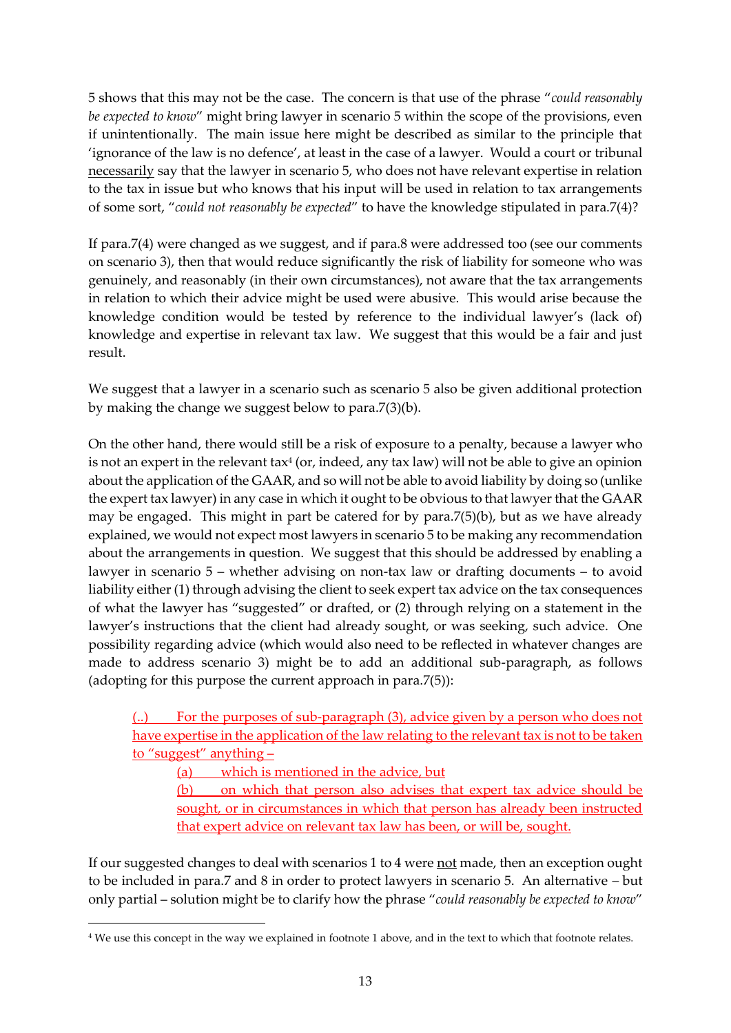5 shows that this may not be the case. The concern is that use of the phrase "*could reasonably be expected to know*" might bring lawyer in scenario 5 within the scope of the provisions, even if unintentionally. The main issue here might be described as similar to the principle that 'ignorance of the law is no defence', at least in the case of a lawyer. Would a court or tribunal <u>necessarily</u> say that the lawyer in scenario 5, who does not have relevant expertise in relation to the tax in issue but who knows that his input will be used in relation to tax arrangements of some sort, "*could not reasonably be expected*" to have the knowledge stipulated in para.7(4)?

If para.7(4) were changed as we suggest, and if para.8 were addressed too (see our comments on scenario 3), then that would reduce significantly the risk of liability for someone who was genuinely, and reasonably (in their own circumstances), not aware that the tax arrangements in relation to which their advice might be used were abusive. This would arise because the knowledge condition would be tested by reference to the individual lawyer's (lack of) knowledge and expertise in relevant tax law. We suggest that this would be a fair and just result.

We suggest that a lawyer in a scenario such as scenario 5 also be given additional protection by making the change we suggest below to para.7(3)(b).

On the other hand, there would still be a risk of exposure to a penalty, because a lawyer who is not an expert in the relevant tax[4] (or, indeed, any tax law) will not be able to give an opinion about the application of the GAAR, and so will not be able to avoid liability by doing so (unlike the expert tax lawyer) in any case in which it ought to be obvious to that lawyer that the GAAR may be engaged. This might in part be catered for by para.7(5)(b), but as we have already explained, we would not expect most lawyers in scenario 5 to be making any recommendation about the arrangements in question. We suggest that this should be addressed by enabling a lawyer in scenario 5 – whether advising on non-tax law or drafting documents – to avoid liability either (1) through advising the client to seek expert tax advice on the tax consequences of what the lawyer has "suggested" or drafted, or (2) through relying on a statement in the lawyer's instructions that the client had already sought, or was seeking, such advice. One possibility regarding advice (which would also need to be reflected in whatever changes are made to address scenario 3) might be to add an additional sub-paragraph, as follows (adopting for this purpose the current approach in para.7(5)):

> <u>(..) For the purposes of sub-paragraph (3), advice given by a person who does not have expertise in the application of the law relating to the relevant tax is not to be taken to "suggest" anything –</u>
>
> <u>(a) which is mentioned in the advice, but</u>
>
> <u>(b) on which that person also advises that expert tax advice should be sought, or in circumstances in which that person has already been instructed that expert advice on relevant tax law has been, or will be, sought.</u>

If our suggested changes to deal with scenarios 1 to 4 were <u>not</u> made, then an exception ought to be included in para.7 and 8 in order to protect lawyers in scenario 5. An alternative – but only partial – solution might be to clarify how the phrase "*could reasonably be expected to know*"

[4] We use this concept in the way we explained in footnote 1 above, and in the text to which that footnote relates.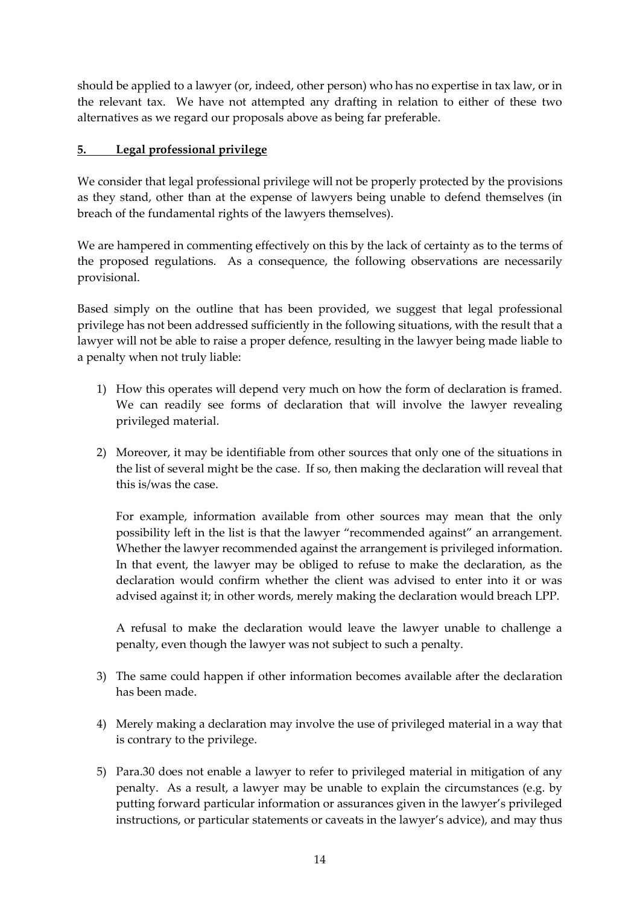should be applied to a lawyer (or, indeed, other person) who has no expertise in tax law, or in the relevant tax. We have not attempted any drafting in relation to either of these two alternatives as we regard our proposals above as being far preferable.

## 5. Legal professional privilege

We consider that legal professional privilege will not be properly protected by the provisions as they stand, other than at the expense of lawyers being unable to defend themselves (in breach of the fundamental rights of the lawyers themselves).

We are hampered in commenting effectively on this by the lack of certainty as to the terms of the proposed regulations. As a consequence, the following observations are necessarily provisional.

Based simply on the outline that has been provided, we suggest that legal professional privilege has not been addressed sufficiently in the following situations, with the result that a lawyer will not be able to raise a proper defence, resulting in the lawyer being made liable to a penalty when not truly liable:

1) How this operates will depend very much on how the form of declaration is framed. We can readily see forms of declaration that will involve the lawyer revealing privileged material.

2) Moreover, it may be identifiable from other sources that only one of the situations in the list of several might be the case. If so, then making the declaration will reveal that this is/was the case.

   For example, information available from other sources may mean that the only possibility left in the list is that the lawyer "recommended against" an arrangement. Whether the lawyer recommended against the arrangement is privileged information. In that event, the lawyer may be obliged to refuse to make the declaration, as the declaration would confirm whether the client was advised to enter into it or was advised against it; in other words, merely making the declaration would breach LPP.

   A refusal to make the declaration would leave the lawyer unable to challenge a penalty, even though the lawyer was not subject to such a penalty.

3) The same could happen if other information becomes available after the declaration has been made.

4) Merely making a declaration may involve the use of privileged material in a way that is contrary to the privilege.

5) Para.30 does not enable a lawyer to refer to privileged material in mitigation of any penalty. As a result, a lawyer may be unable to explain the circumstances (e.g. by putting forward particular information or assurances given in the lawyer's privileged instructions, or particular statements or caveats in the lawyer's advice), and may thus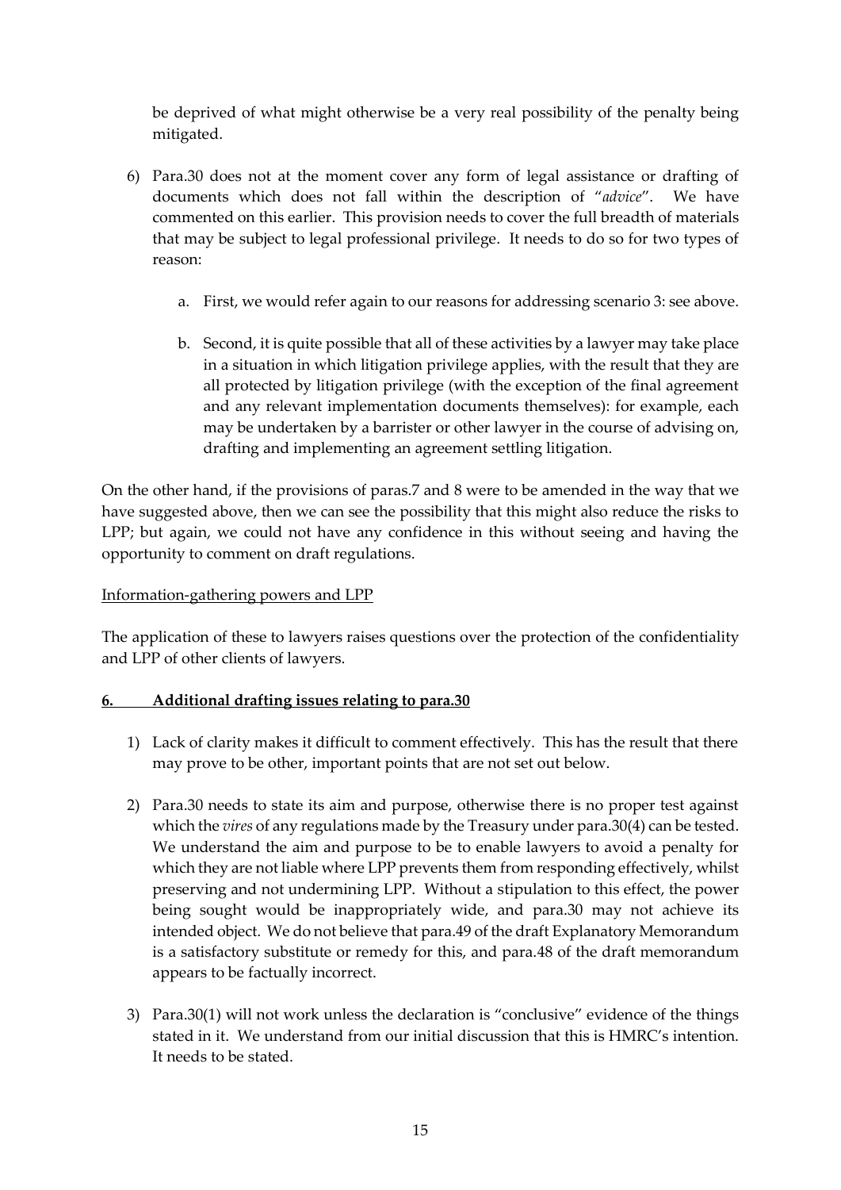be deprived of what might otherwise be a very real possibility of the penalty being mitigated.

6) Para.30 does not at the moment cover any form of legal assistance or drafting of documents which does not fall within the description of "*advice*". We have commented on this earlier. This provision needs to cover the full breadth of materials that may be subject to legal professional privilege. It needs to do so for two types of reason:

   a. First, we would refer again to our reasons for addressing scenario 3: see above.

   b. Second, it is quite possible that all of these activities by a lawyer may take place in a situation in which litigation privilege applies, with the result that they are all protected by litigation privilege (with the exception of the final agreement and any relevant implementation documents themselves): for example, each may be undertaken by a barrister or other lawyer in the course of advising on, drafting and implementing an agreement settling litigation.

On the other hand, if the provisions of paras.7 and 8 were to be amended in the way that we have suggested above, then we can see the possibility that this might also reduce the risks to LPP; but again, we could not have any confidence in this without seeing and having the opportunity to comment on draft regulations.

<u>Information-gathering powers and LPP</u>

The application of these to lawyers raises questions over the protection of the confidentiality and LPP of other clients of lawyers.

## 6. Additional drafting issues relating to para.30

1) Lack of clarity makes it difficult to comment effectively. This has the result that there may prove to be other, important points that are not set out below.

2) Para.30 needs to state its aim and purpose, otherwise there is no proper test against which the *vires* of any regulations made by the Treasury under para.30(4) can be tested. We understand the aim and purpose to be to enable lawyers to avoid a penalty for which they are not liable where LPP prevents them from responding effectively, whilst preserving and not undermining LPP. Without a stipulation to this effect, the power being sought would be inappropriately wide, and para.30 may not achieve its intended object. We do not believe that para.49 of the draft Explanatory Memorandum is a satisfactory substitute or remedy for this, and para.48 of the draft memorandum appears to be factually incorrect.

3) Para.30(1) will not work unless the declaration is "conclusive" evidence of the things stated in it. We understand from our initial discussion that this is HMRC's intention. It needs to be stated.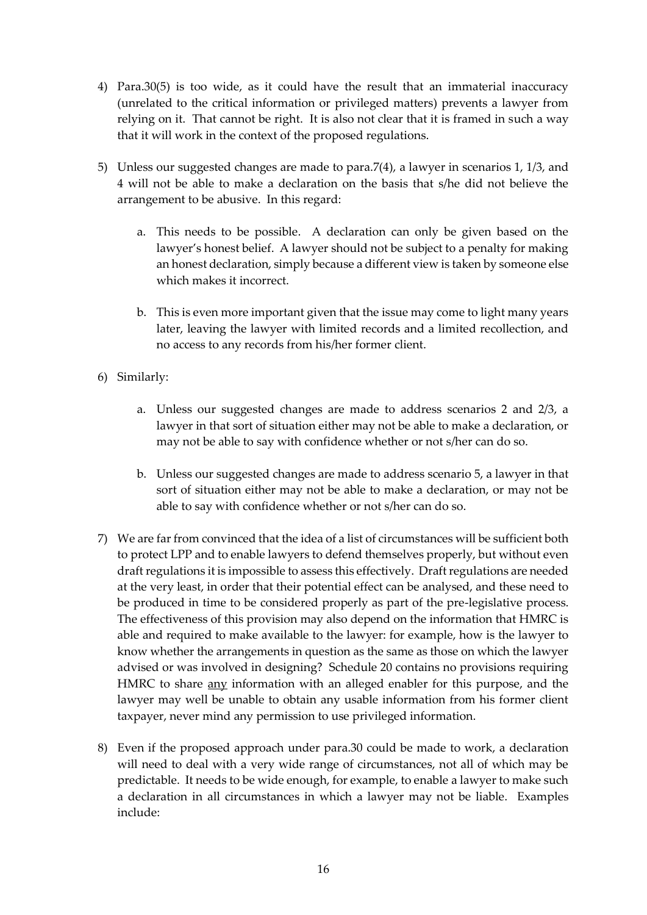4) Para.30(5) is too wide, as it could have the result that an immaterial inaccuracy (unrelated to the critical information or privileged matters) prevents a lawyer from relying on it. That cannot be right. It is also not clear that it is framed in such a way that it will work in the context of the proposed regulations.

5) Unless our suggested changes are made to para.7(4), a lawyer in scenarios 1, 1/3, and 4 will not be able to make a declaration on the basis that s/he did not believe the arrangement to be abusive. In this regard:

    a. This needs to be possible. A declaration can only be given based on the lawyer's honest belief. A lawyer should not be subject to a penalty for making an honest declaration, simply because a different view is taken by someone else which makes it incorrect.

    b. This is even more important given that the issue may come to light many years later, leaving the lawyer with limited records and a limited recollection, and no access to any records from his/her former client.

6) Similarly:

    a. Unless our suggested changes are made to address scenarios 2 and 2/3, a lawyer in that sort of situation either may not be able to make a declaration, or may not be able to say with confidence whether or not s/her can do so.

    b. Unless our suggested changes are made to address scenario 5, a lawyer in that sort of situation either may not be able to make a declaration, or may not be able to say with confidence whether or not s/her can do so.

7) We are far from convinced that the idea of a list of circumstances will be sufficient both to protect LPP and to enable lawyers to defend themselves properly, but without even draft regulations it is impossible to assess this effectively. Draft regulations are needed at the very least, in order that their potential effect can be analysed, and these need to be produced in time to be considered properly as part of the pre-legislative process. The effectiveness of this provision may also depend on the information that HMRC is able and required to make available to the lawyer: for example, how is the lawyer to know whether the arrangements in question as the same as those on which the lawyer advised or was involved in designing? Schedule 20 contains no provisions requiring HMRC to share <u>any</u> information with an alleged enabler for this purpose, and the lawyer may well be unable to obtain any usable information from his former client taxpayer, never mind any permission to use privileged information.

8) Even if the proposed approach under para.30 could be made to work, a declaration will need to deal with a very wide range of circumstances, not all of which may be predictable. It needs to be wide enough, for example, to enable a lawyer to make such a declaration in all circumstances in which a lawyer may not be liable. Examples include: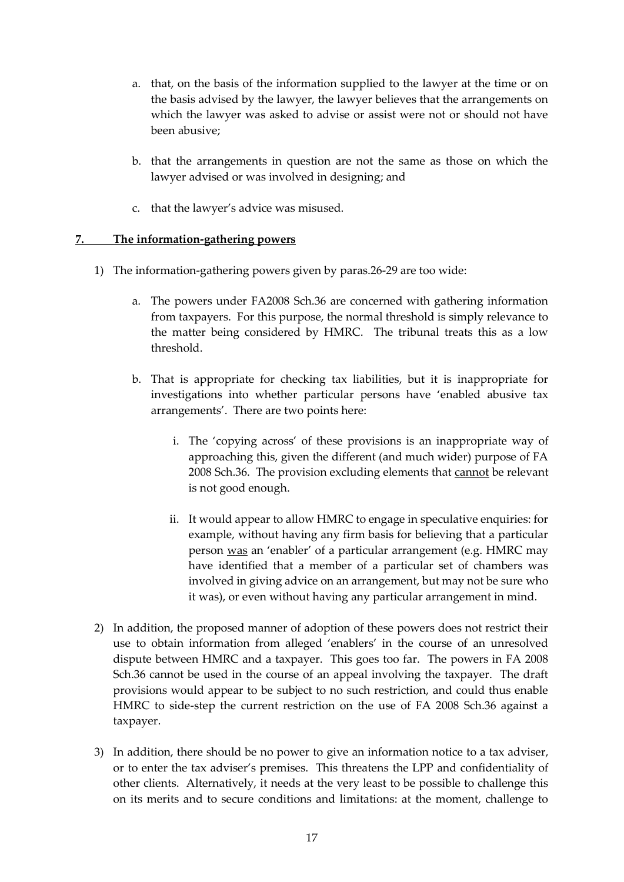a. that, on the basis of the information supplied to the lawyer at the time or on the basis advised by the lawyer, the lawyer believes that the arrangements on which the lawyer was asked to advise or assist were not or should not have been abusive;

b. that the arrangements in question are not the same as those on which the lawyer advised or was involved in designing; and

c. that the lawyer's advice was misused.

## 7. The information-gathering powers

1) The information-gathering powers given by paras.26-29 are too wide:

   a. The powers under FA2008 Sch.36 are concerned with gathering information from taxpayers. For this purpose, the normal threshold is simply relevance to the matter being considered by HMRC. The tribunal treats this as a low threshold.

   b. That is appropriate for checking tax liabilities, but it is inappropriate for investigations into whether particular persons have 'enabled abusive tax arrangements'. There are two points here:

      i. The 'copying across' of these provisions is an inappropriate way of approaching this, given the different (and much wider) purpose of FA 2008 Sch.36. The provision excluding elements that <u>cannot</u> be relevant is not good enough.

      ii. It would appear to allow HMRC to engage in speculative enquiries: for example, without having any firm basis for believing that a particular person <u>was</u> an 'enabler' of a particular arrangement (e.g. HMRC may have identified that a member of a particular set of chambers was involved in giving advice on an arrangement, but may not be sure who it was), or even without having any particular arrangement in mind.

2) In addition, the proposed manner of adoption of these powers does not restrict their use to obtain information from alleged 'enablers' in the course of an unresolved dispute between HMRC and a taxpayer. This goes too far. The powers in FA 2008 Sch.36 cannot be used in the course of an appeal involving the taxpayer. The draft provisions would appear to be subject to no such restriction, and could thus enable HMRC to side-step the current restriction on the use of FA 2008 Sch.36 against a taxpayer.

3) In addition, there should be no power to give an information notice to a tax adviser, or to enter the tax adviser's premises. This threatens the LPP and confidentiality of other clients. Alternatively, it needs at the very least to be possible to challenge this on its merits and to secure conditions and limitations: at the moment, challenge to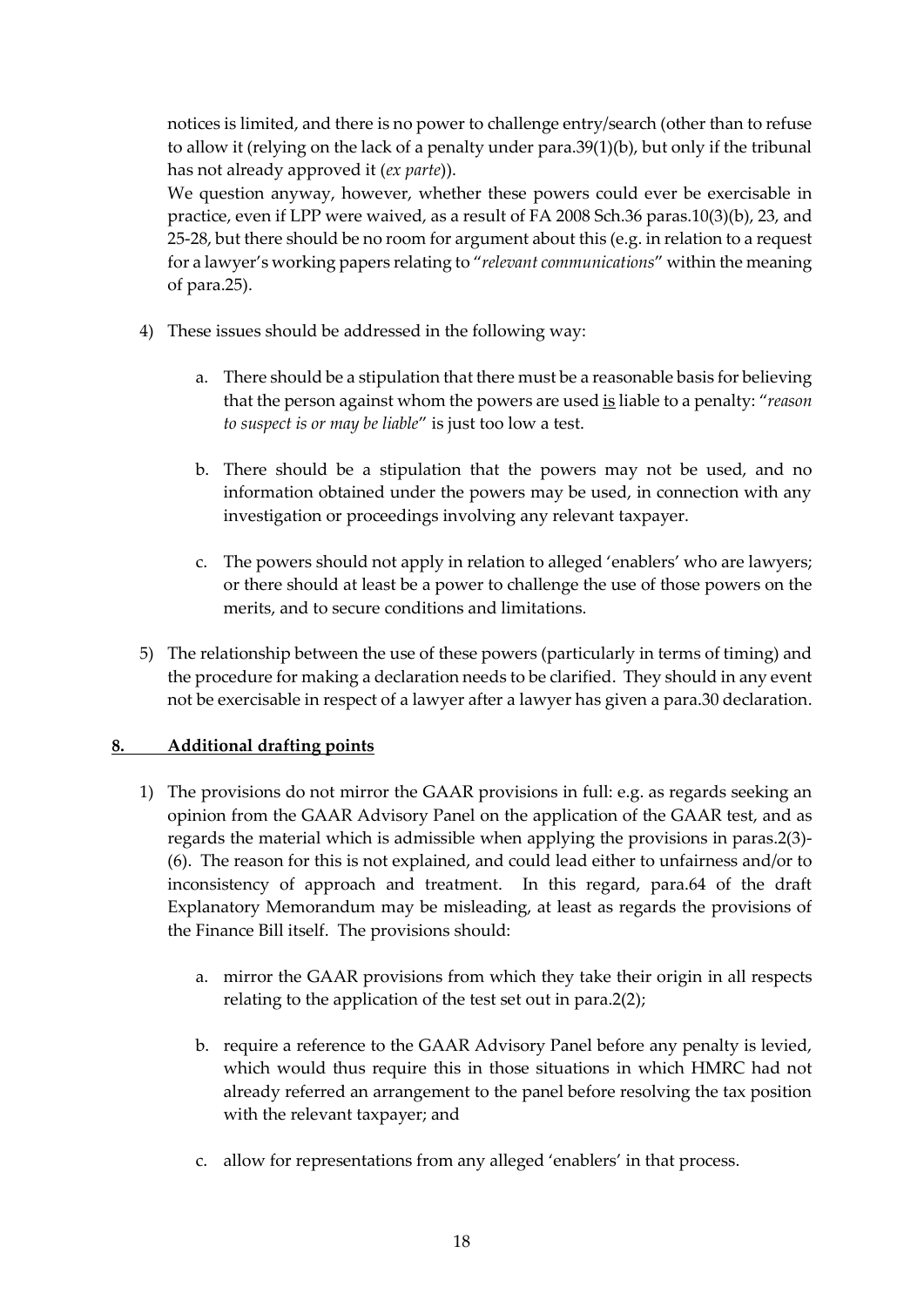notices is limited, and there is no power to challenge entry/search (other than to refuse to allow it (relying on the lack of a penalty under para.39(1)(b), but only if the tribunal has not already approved it (*ex parte*)).

We question anyway, however, whether these powers could ever be exercisable in practice, even if LPP were waived, as a result of FA 2008 Sch.36 paras.10(3)(b), 23, and 25-28, but there should be no room for argument about this (e.g. in relation to a request for a lawyer's working papers relating to "*relevant communications*" within the meaning of para.25).

4) These issues should be addressed in the following way:

   a. There should be a stipulation that there must be a reasonable basis for believing that the person against whom the powers are used <u>is</u> liable to a penalty: "*reason to suspect is or may be liable*" is just too low a test.

   b. There should be a stipulation that the powers may not be used, and no information obtained under the powers may be used, in connection with any investigation or proceedings involving any relevant taxpayer.

   c. The powers should not apply in relation to alleged 'enablers' who are lawyers; or there should at least be a power to challenge the use of those powers on the merits, and to secure conditions and limitations.

5) The relationship between the use of these powers (particularly in terms of timing) and the procedure for making a declaration needs to be clarified. They should in any event not be exercisable in respect of a lawyer after a lawyer has given a para.30 declaration.

## 8. Additional drafting points

1) The provisions do not mirror the GAAR provisions in full: e.g. as regards seeking an opinion from the GAAR Advisory Panel on the application of the GAAR test, and as regards the material which is admissible when applying the provisions in paras.2(3)-(6). The reason for this is not explained, and could lead either to unfairness and/or to inconsistency of approach and treatment. In this regard, para.64 of the draft Explanatory Memorandum may be misleading, at least as regards the provisions of the Finance Bill itself. The provisions should:

   a. mirror the GAAR provisions from which they take their origin in all respects relating to the application of the test set out in para.2(2);

   b. require a reference to the GAAR Advisory Panel before any penalty is levied, which would thus require this in those situations in which HMRC had not already referred an arrangement to the panel before resolving the tax position with the relevant taxpayer; and

   c. allow for representations from any alleged 'enablers' in that process.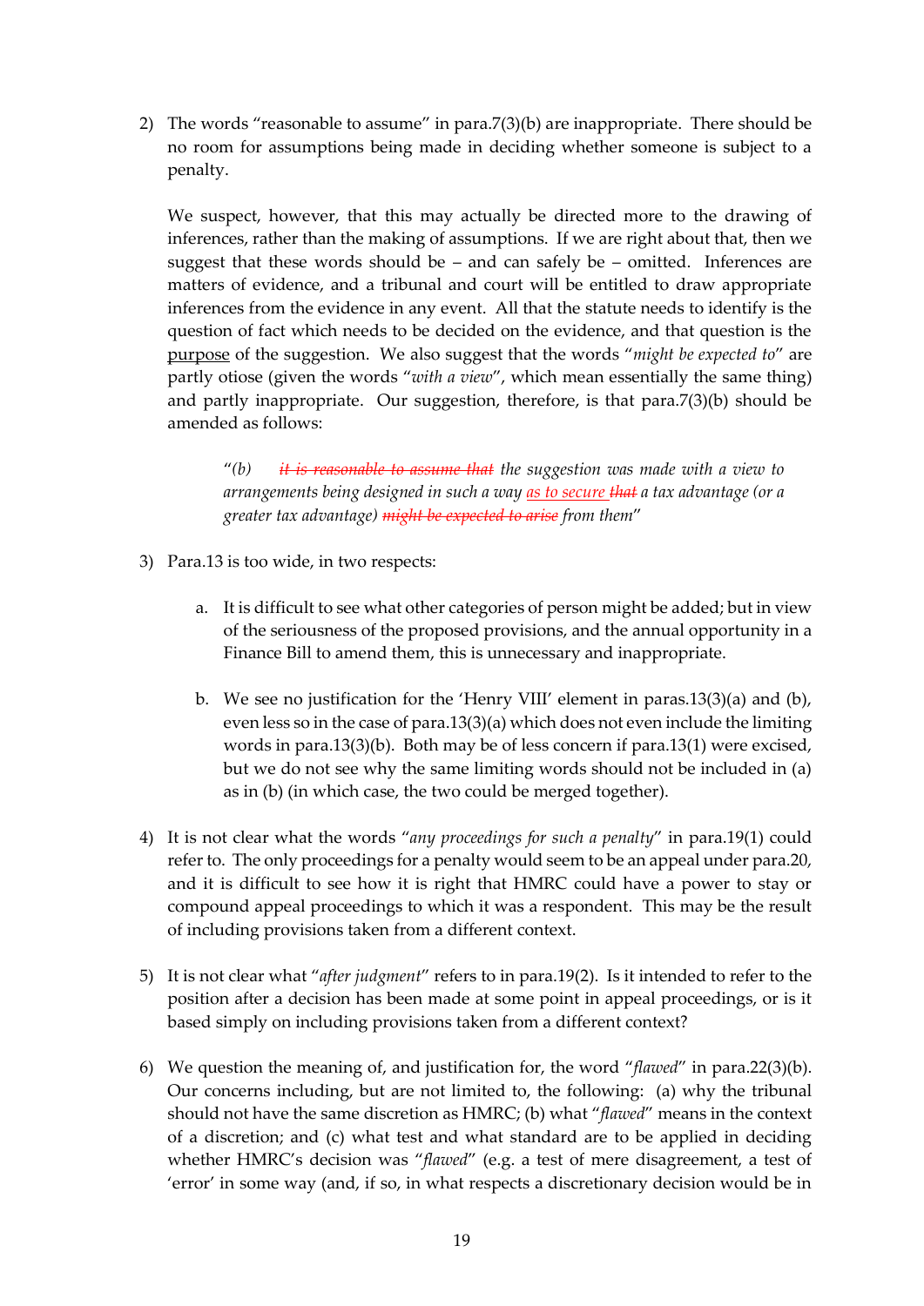2) The words "reasonable to assume" in para.7(3)(b) are inappropriate. There should be no room for assumptions being made in deciding whether someone is subject to a penalty.

   We suspect, however, that this may actually be directed more to the drawing of inferences, rather than the making of assumptions. If we are right about that, then we suggest that these words should be – and can safely be – omitted. Inferences are matters of evidence, and a tribunal and court will be entitled to draw appropriate inferences from the evidence in any event. All that the statute needs to identify is the question of fact which needs to be decided on the evidence, and that question is the <u>purpose</u> of the suggestion. We also suggest that the words "*might be expected to*" are partly otiose (given the words "*with a view*", which mean essentially the same thing) and partly inappropriate. Our suggestion, therefore, is that para.7(3)(b) should be amended as follows:

   > "*(b)* ~~*it is reasonable to assume that*~~ *the suggestion was made with a view to arrangements being designed in such a way* <u>*as to secure*</u> ~~*that*~~ *a tax advantage (or a greater tax advantage)* ~~*might be expected to arise*~~ *from them*"

3) Para.13 is too wide, in two respects:

   a. It is difficult to see what other categories of person might be added; but in view of the seriousness of the proposed provisions, and the annual opportunity in a Finance Bill to amend them, this is unnecessary and inappropriate.

   b. We see no justification for the 'Henry VIII' element in paras.13(3)(a) and (b), even less so in the case of para.13(3)(a) which does not even include the limiting words in para.13(3)(b). Both may be of less concern if para.13(1) were excised, but we do not see why the same limiting words should not be included in (a) as in (b) (in which case, the two could be merged together).

4) It is not clear what the words "*any proceedings for such a penalty*" in para.19(1) could refer to. The only proceedings for a penalty would seem to be an appeal under para.20, and it is difficult to see how it is right that HMRC could have a power to stay or compound appeal proceedings to which it was a respondent. This may be the result of including provisions taken from a different context.

5) It is not clear what "*after judgment*" refers to in para.19(2). Is it intended to refer to the position after a decision has been made at some point in appeal proceedings, or is it based simply on including provisions taken from a different context?

6) We question the meaning of, and justification for, the word "*flawed*" in para.22(3)(b). Our concerns including, but are not limited to, the following: (a) why the tribunal should not have the same discretion as HMRC; (b) what "*flawed*" means in the context of a discretion; and (c) what test and what standard are to be applied in deciding whether HMRC's decision was "*flawed*" (e.g. a test of mere disagreement, a test of 'error' in some way (and, if so, in what respects a discretionary decision would be in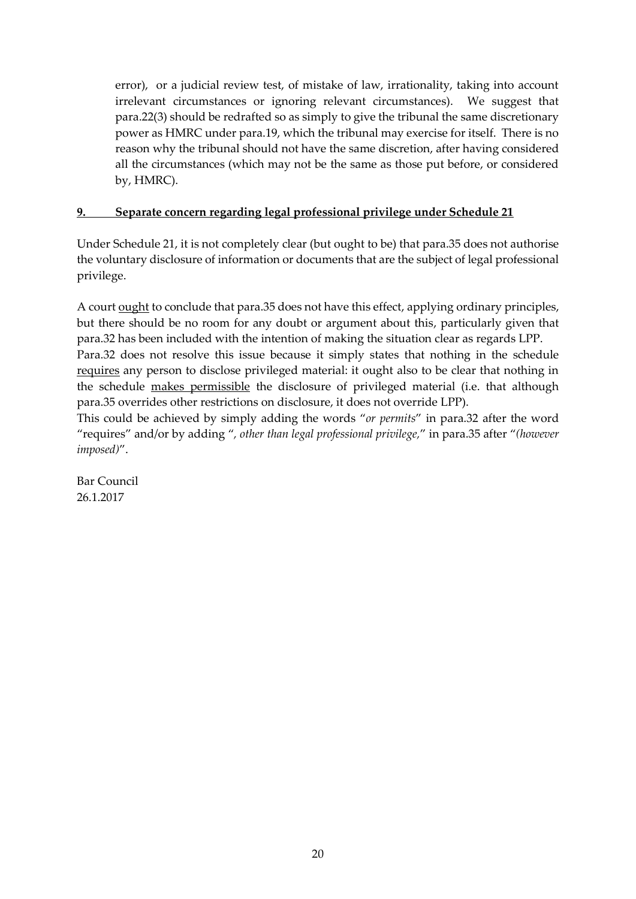error), or a judicial review test, of mistake of law, irrationality, taking into account irrelevant circumstances or ignoring relevant circumstances). We suggest that para.22(3) should be redrafted so as simply to give the tribunal the same discretionary power as HMRC under para.19, which the tribunal may exercise for itself. There is no reason why the tribunal should not have the same discretion, after having considered all the circumstances (which may not be the same as those put before, or considered by, HMRC).

## 9. Separate concern regarding legal professional privilege under Schedule 21

Under Schedule 21, it is not completely clear (but ought to be) that para.35 does not authorise the voluntary disclosure of information or documents that are the subject of legal professional privilege.

A court ought to conclude that para.35 does not have this effect, applying ordinary principles, but there should be no room for any doubt or argument about this, particularly given that para.32 has been included with the intention of making the situation clear as regards LPP.

Para.32 does not resolve this issue because it simply states that nothing in the schedule requires any person to disclose privileged material: it ought also to be clear that nothing in the schedule makes permissible the disclosure of privileged material (i.e. that although para.35 overrides other restrictions on disclosure, it does not override LPP).

This could be achieved by simply adding the words "*or permits*" in para.32 after the word "requires" and/or by adding "*, other than legal professional privilege,*" in para.35 after "*(however imposed)*".

Bar Council
26.1.2017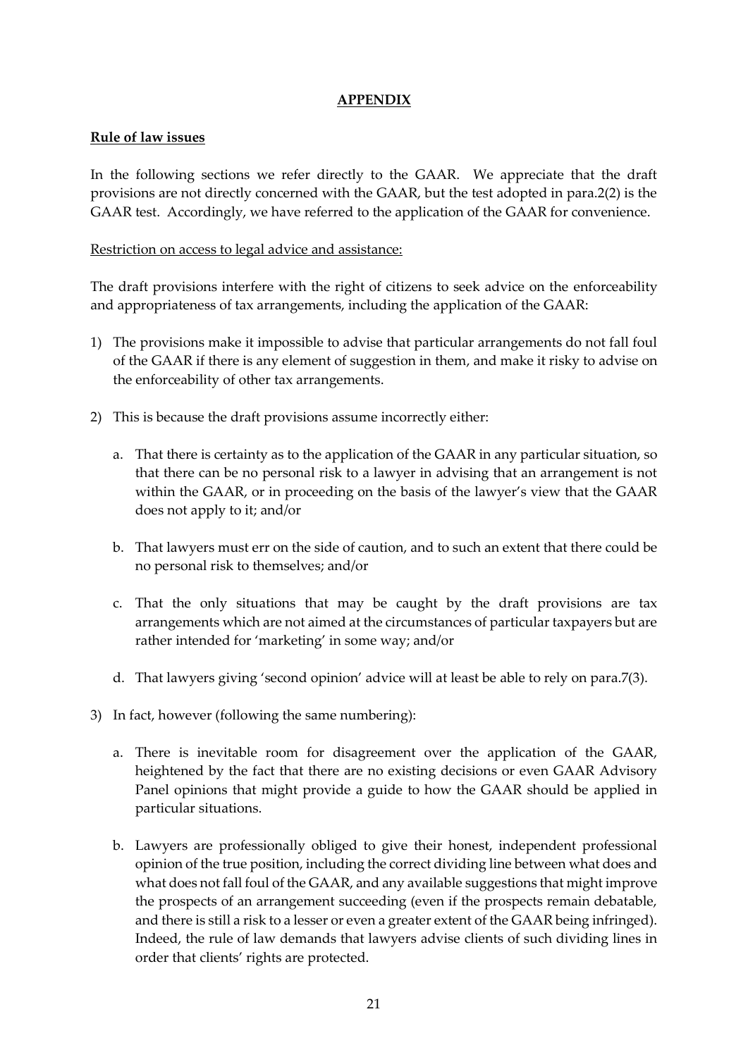## **APPENDIX**

### **Rule of law issues**

In the following sections we refer directly to the GAAR. We appreciate that the draft provisions are not directly concerned with the GAAR, but the test adopted in para.2(2) is the GAAR test. Accordingly, we have referred to the application of the GAAR for convenience.

<u>Restriction on access to legal advice and assistance:</u>

The draft provisions interfere with the right of citizens to seek advice on the enforceability and appropriateness of tax arrangements, including the application of the GAAR:

1) The provisions make it impossible to advise that particular arrangements do not fall foul of the GAAR if there is any element of suggestion in them, and make it risky to advise on the enforceability of other tax arrangements.

2) This is because the draft provisions assume incorrectly either:

   a. That there is certainty as to the application of the GAAR in any particular situation, so that there can be no personal risk to a lawyer in advising that an arrangement is not within the GAAR, or in proceeding on the basis of the lawyer's view that the GAAR does not apply to it; and/or

   b. That lawyers must err on the side of caution, and to such an extent that there could be no personal risk to themselves; and/or

   c. That the only situations that may be caught by the draft provisions are tax arrangements which are not aimed at the circumstances of particular taxpayers but are rather intended for 'marketing' in some way; and/or

   d. That lawyers giving 'second opinion' advice will at least be able to rely on para.7(3).

3) In fact, however (following the same numbering):

   a. There is inevitable room for disagreement over the application of the GAAR, heightened by the fact that there are no existing decisions or even GAAR Advisory Panel opinions that might provide a guide to how the GAAR should be applied in particular situations.

   b. Lawyers are professionally obliged to give their honest, independent professional opinion of the true position, including the correct dividing line between what does and what does not fall foul of the GAAR, and any available suggestions that might improve the prospects of an arrangement succeeding (even if the prospects remain debatable, and there is still a risk to a lesser or even a greater extent of the GAAR being infringed). Indeed, the rule of law demands that lawyers advise clients of such dividing lines in order that clients' rights are protected.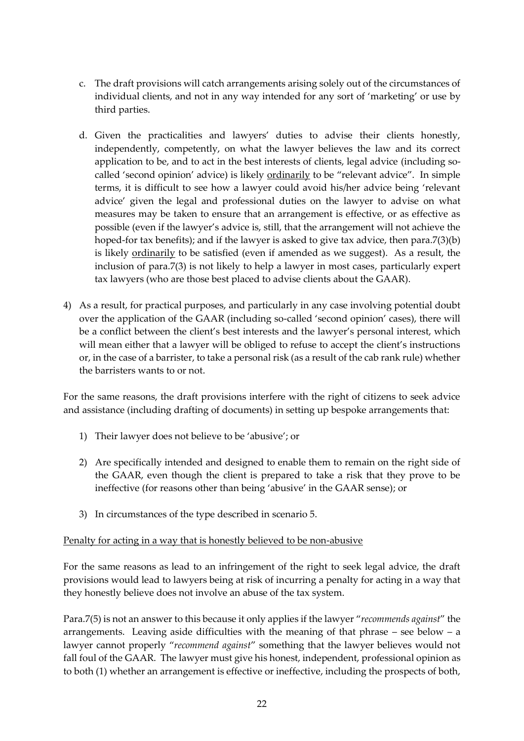c. The draft provisions will catch arrangements arising solely out of the circumstances of individual clients, and not in any way intended for any sort of 'marketing' or use by third parties.

d. Given the practicalities and lawyers' duties to advise their clients honestly, independently, competently, on what the lawyer believes the law and its correct application to be, and to act in the best interests of clients, legal advice (including so-called 'second opinion' advice) is likely ordinarily to be "relevant advice". In simple terms, it is difficult to see how a lawyer could avoid his/her advice being 'relevant advice' given the legal and professional duties on the lawyer to advise on what measures may be taken to ensure that an arrangement is effective, or as effective as possible (even if the lawyer's advice is, still, that the arrangement will not achieve the hoped-for tax benefits); and if the lawyer is asked to give tax advice, then para.7(3)(b) is likely ordinarily to be satisfied (even if amended as we suggest). As a result, the inclusion of para.7(3) is not likely to help a lawyer in most cases, particularly expert tax lawyers (who are those best placed to advise clients about the GAAR).

4) As a result, for practical purposes, and particularly in any case involving potential doubt over the application of the GAAR (including so-called 'second opinion' cases), there will be a conflict between the client's best interests and the lawyer's personal interest, which will mean either that a lawyer will be obliged to refuse to accept the client's instructions or, in the case of a barrister, to take a personal risk (as a result of the cab rank rule) whether the barristers wants to or not.

For the same reasons, the draft provisions interfere with the right of citizens to seek advice and assistance (including drafting of documents) in setting up bespoke arrangements that:

1) Their lawyer does not believe to be 'abusive'; or

2) Are specifically intended and designed to enable them to remain on the right side of the GAAR, even though the client is prepared to take a risk that they prove to be ineffective (for reasons other than being 'abusive' in the GAAR sense); or

3) In circumstances of the type described in scenario 5.

Penalty for acting in a way that is honestly believed to be non-abusive

For the same reasons as lead to an infringement of the right to seek legal advice, the draft provisions would lead to lawyers being at risk of incurring a penalty for acting in a way that they honestly believe does not involve an abuse of the tax system.

Para.7(5) is not an answer to this because it only applies if the lawyer "*recommends against*" the arrangements. Leaving aside difficulties with the meaning of that phrase – see below – a lawyer cannot properly "*recommend against*" something that the lawyer believes would not fall foul of the GAAR. The lawyer must give his honest, independent, professional opinion as to both (1) whether an arrangement is effective or ineffective, including the prospects of both,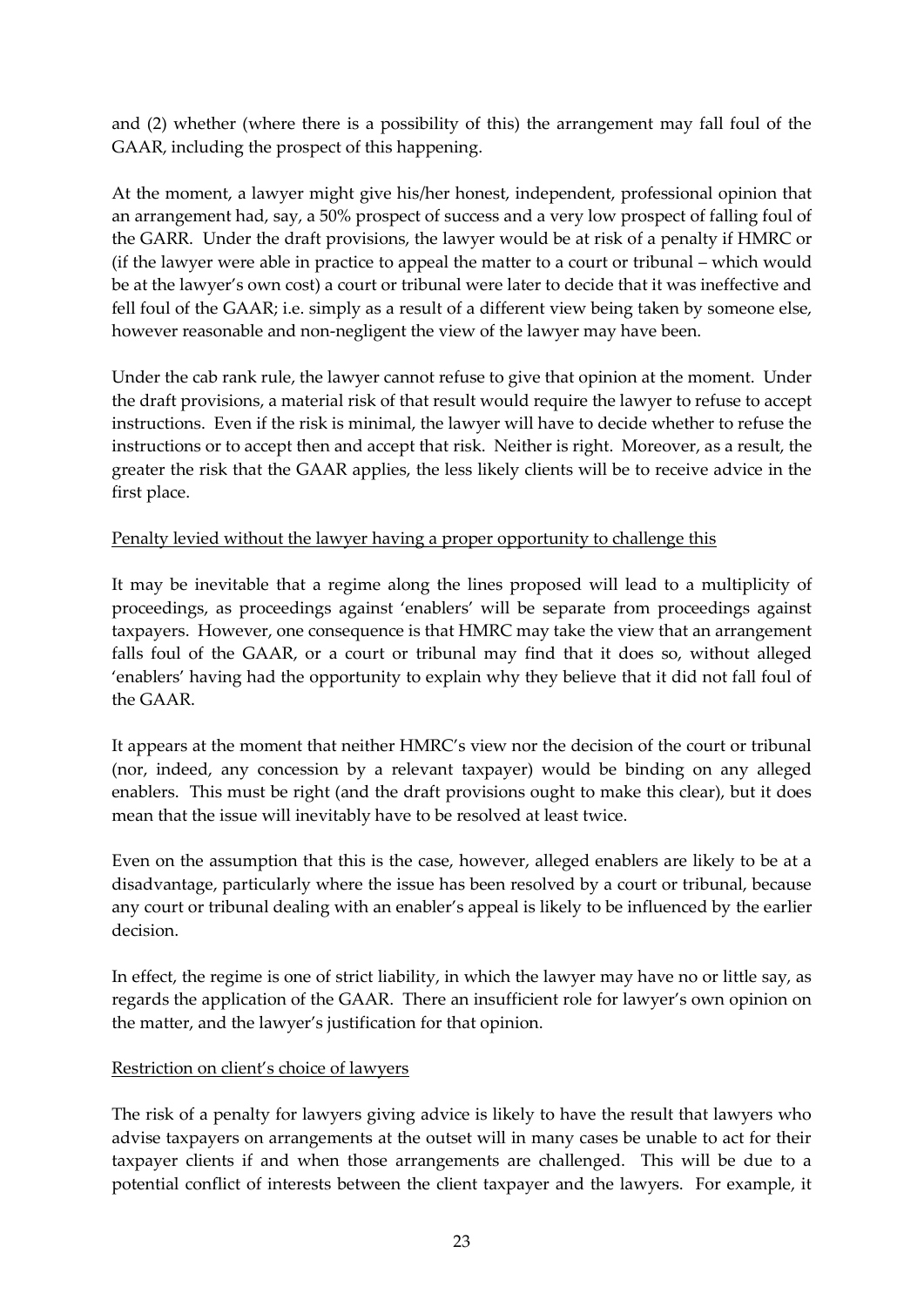and (2) whether (where there is a possibility of this) the arrangement may fall foul of the GAAR, including the prospect of this happening.

At the moment, a lawyer might give his/her honest, independent, professional opinion that an arrangement had, say, a 50% prospect of success and a very low prospect of falling foul of the GARR. Under the draft provisions, the lawyer would be at risk of a penalty if HMRC or (if the lawyer were able in practice to appeal the matter to a court or tribunal – which would be at the lawyer's own cost) a court or tribunal were later to decide that it was ineffective and fell foul of the GAAR; i.e. simply as a result of a different view being taken by someone else, however reasonable and non-negligent the view of the lawyer may have been.

Under the cab rank rule, the lawyer cannot refuse to give that opinion at the moment. Under the draft provisions, a material risk of that result would require the lawyer to refuse to accept instructions. Even if the risk is minimal, the lawyer will have to decide whether to refuse the instructions or to accept then and accept that risk. Neither is right. Moreover, as a result, the greater the risk that the GAAR applies, the less likely clients will be to receive advice in the first place.

<u>Penalty levied without the lawyer having a proper opportunity to challenge this</u>

It may be inevitable that a regime along the lines proposed will lead to a multiplicity of proceedings, as proceedings against 'enablers' will be separate from proceedings against taxpayers. However, one consequence is that HMRC may take the view that an arrangement falls foul of the GAAR, or a court or tribunal may find that it does so, without alleged 'enablers' having had the opportunity to explain why they believe that it did not fall foul of the GAAR.

It appears at the moment that neither HMRC's view nor the decision of the court or tribunal (nor, indeed, any concession by a relevant taxpayer) would be binding on any alleged enablers. This must be right (and the draft provisions ought to make this clear), but it does mean that the issue will inevitably have to be resolved at least twice.

Even on the assumption that this is the case, however, alleged enablers are likely to be at a disadvantage, particularly where the issue has been resolved by a court or tribunal, because any court or tribunal dealing with an enabler's appeal is likely to be influenced by the earlier decision.

In effect, the regime is one of strict liability, in which the lawyer may have no or little say, as regards the application of the GAAR. There an insufficient role for lawyer's own opinion on the matter, and the lawyer's justification for that opinion.

<u>Restriction on client's choice of lawyers</u>

The risk of a penalty for lawyers giving advice is likely to have the result that lawyers who advise taxpayers on arrangements at the outset will in many cases be unable to act for their taxpayer clients if and when those arrangements are challenged. This will be due to a potential conflict of interests between the client taxpayer and the lawyers. For example, it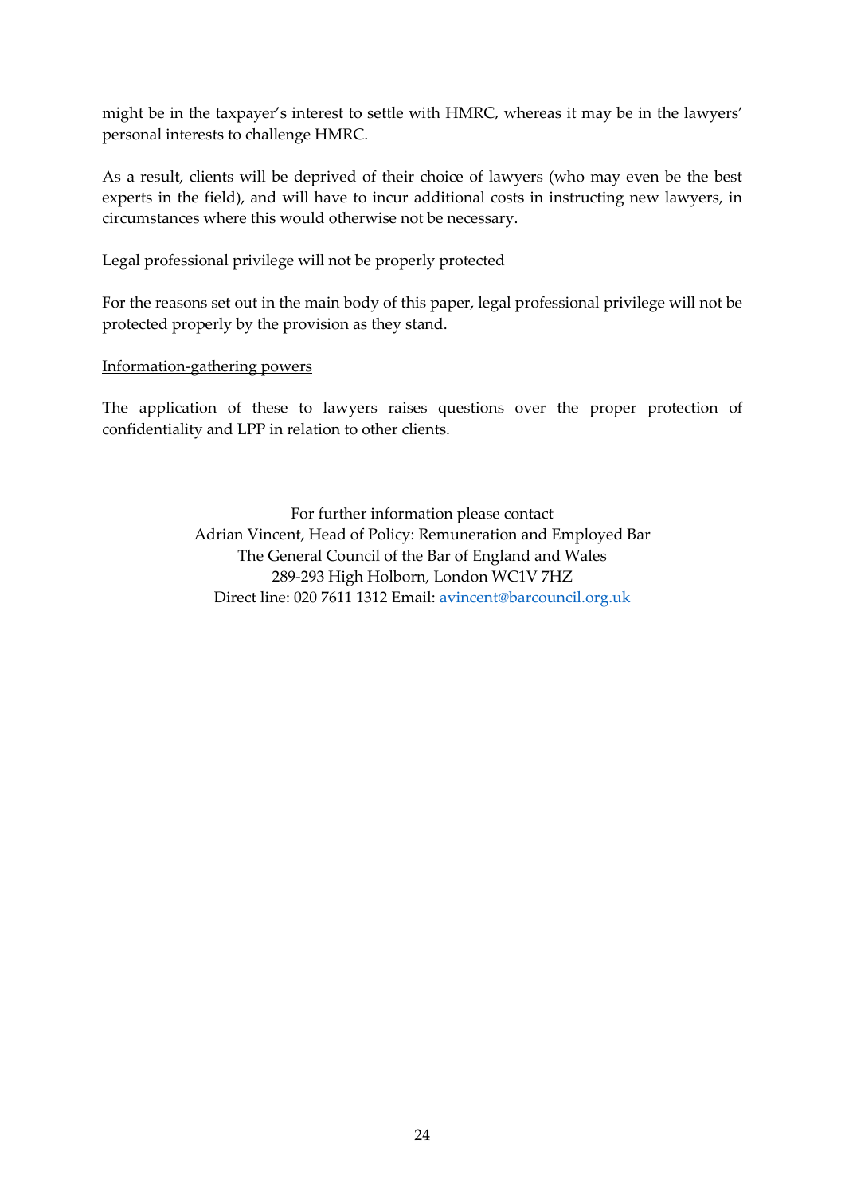might be in the taxpayer's interest to settle with HMRC, whereas it may be in the lawyers' personal interests to challenge HMRC.

As a result, clients will be deprived of their choice of lawyers (who may even be the best experts in the field), and will have to incur additional costs in instructing new lawyers, in circumstances where this would otherwise not be necessary.

<u>Legal professional privilege will not be properly protected</u>

For the reasons set out in the main body of this paper, legal professional privilege will not be protected properly by the provision as they stand.

<u>Information-gathering powers</u>

The application of these to lawyers raises questions over the proper protection of confidentiality and LPP in relation to other clients.

For further information please contact
Adrian Vincent, Head of Policy: Remuneration and Employed Bar
The General Council of the Bar of England and Wales
289-293 High Holborn, London WC1V 7HZ
Direct line: 020 7611 1312 Email: avincent@barcouncil.org.uk